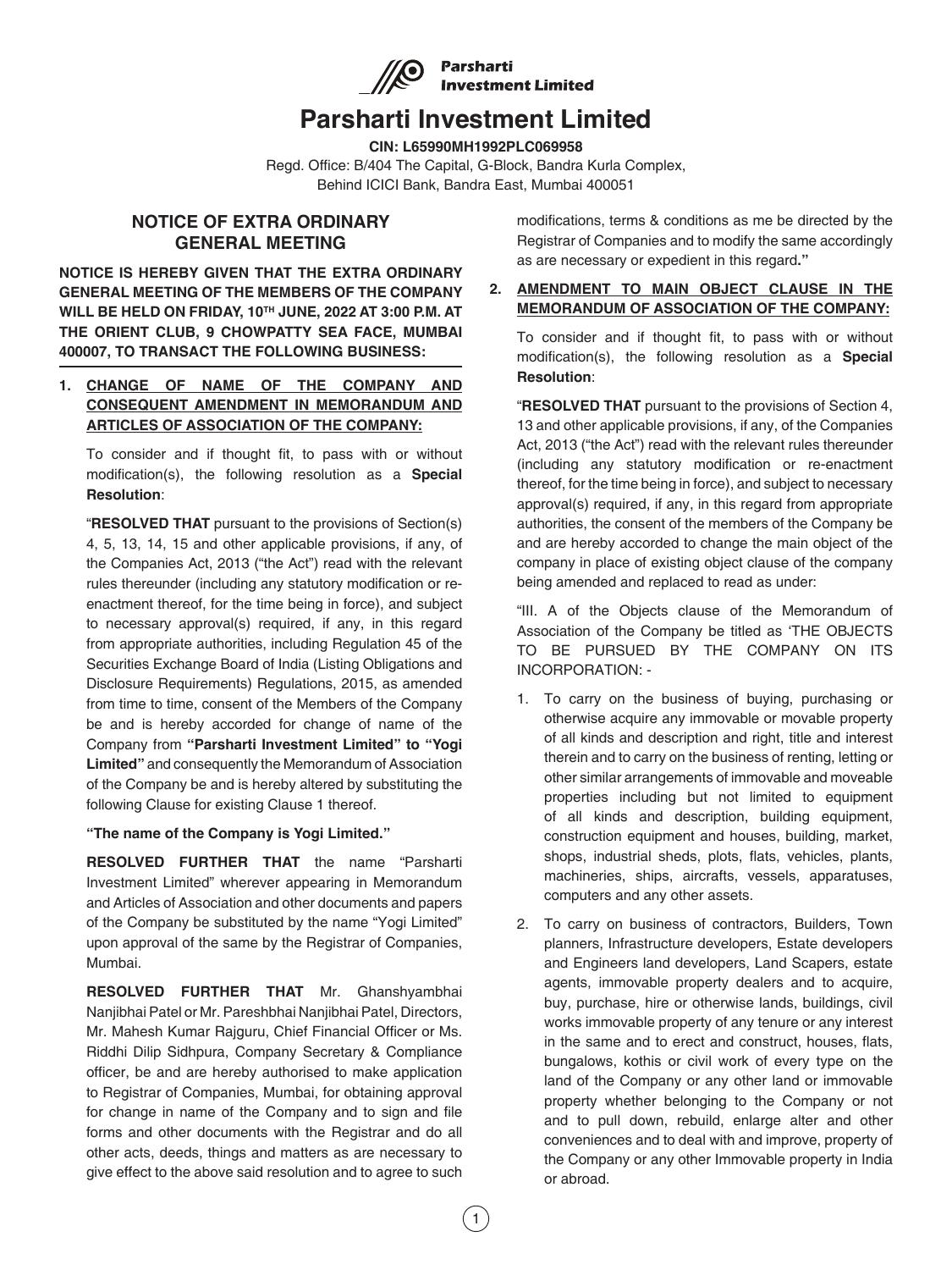# Parsharti Investment Limited

**CIN: L65990MH1992PLC069958**

Regd. Office: B/404 The Capital, G-Block, Bandra Kurla Complex, Behind ICICI Bank, Bandra East, Mumbai 400051

## NOTICE OF EXTRA ORDINARY GENERAL MEETING

**NOTICE IS HEREBY GIVEN THAT THE EXTRA ORDINARY GENERAL MEETING OF THE MEMBERS OF THE COMPANY WILL BE HELD ON FRIDAY, 10TH JUNE, 2022 AT 3:00 P.M. AT THE ORIENT CLUB, 9 CHOWPATTY SEA FACE, MUMBAI 400007, TO TRANSACT THE FOLLOWING BUSINESS:**

1. **CHANGE OF NAME OF THE COMPANY AND CONSEQUENT AMENDMENT IN MEMORANDUM AND ARTICLES OF ASSOCIATION OF THE COMPANY:**

   To consider and if thought fit, to pass with or without modification(s), the following resolution as a **Special Resolution**:

   "**RESOLVED THAT** pursuant to the provisions of Section(s) 4, 5, 13, 14, 15 and other applicable provisions, if any, of the Companies Act, 2013 ("the Act") read with the relevant rules thereunder (including any statutory modification or re-enactment thereof, for the time being in force), and subject to necessary approval(s) required, if any, in this regard from appropriate authorities, including Regulation 45 of the Securities Exchange Board of India (Listing Obligations and Disclosure Requirements) Regulations, 2015, as amended from time to time, consent of the Members of the Company be and is hereby accorded for change of name of the Company from **"Parsharti Investment Limited" to "Yogi Limited"** and consequently the Memorandum of Association of the Company be and is hereby altered by substituting the following Clause for existing Clause 1 thereof.

   **"The name of the Company is Yogi Limited."**

   **RESOLVED FURTHER THAT** the name "Parsharti Investment Limited" wherever appearing in Memorandum and Articles of Association and other documents and papers of the Company be substituted by the name "Yogi Limited" upon approval of the same by the Registrar of Companies, Mumbai.

   **RESOLVED FURTHER THAT** Mr. Ghanshyambhai Nanjibhai Patel or Mr. Pareshbhai Nanjibhai Patel, Directors, Mr. Mahesh Kumar Rajguru, Chief Financial Officer or Ms. Riddhi Dilip Sidhpura, Company Secretary & Compliance officer, be and are hereby authorised to make application to Registrar of Companies, Mumbai, for obtaining approval for change in name of the Company and to sign and file forms and other documents with the Registrar and do all other acts, deeds, things and matters as are necessary to give effect to the above said resolution and to agree to such modifications, terms & conditions as me be directed by the Registrar of Companies and to modify the same accordingly as are necessary or expedient in this regard**."**

2. **AMENDMENT TO MAIN OBJECT CLAUSE IN THE MEMORANDUM OF ASSOCIATION OF THE COMPANY:**

   To consider and if thought fit, to pass with or without modification(s), the following resolution as a **Special Resolution**:

   "**RESOLVED THAT** pursuant to the provisions of Section 4, 13 and other applicable provisions, if any, of the Companies Act, 2013 ("the Act") read with the relevant rules thereunder (including any statutory modification or re-enactment thereof, for the time being in force), and subject to necessary approval(s) required, if any, in this regard from appropriate authorities, the consent of the members of the Company be and are hereby accorded to change the main object of the company in place of existing object clause of the company being amended and replaced to read as under:

   "III. A of the Objects clause of the Memorandum of Association of the Company be titled as 'THE OBJECTS TO BE PURSUED BY THE COMPANY ON ITS INCORPORATION: -

   1. To carry on the business of buying, purchasing or otherwise acquire any immovable or movable property of all kinds and description and right, title and interest therein and to carry on the business of renting, letting or other similar arrangements of immovable and moveable properties including but not limited to equipment of all kinds and description, building equipment, construction equipment and houses, building, market, shops, industrial sheds, plots, flats, vehicles, plants, machineries, ships, aircrafts, vessels, apparatuses, computers and any other assets.
   2. To carry on business of contractors, Builders, Town planners, Infrastructure developers, Estate developers and Engineers land developers, Land Scapers, estate agents, immovable property dealers and to acquire, buy, purchase, hire or otherwise lands, buildings, civil works immovable property of any tenure or any interest in the same and to erect and construct, houses, flats, bungalows, kothis or civil work of every type on the land of the Company or any other land or immovable property whether belonging to the Company or not and to pull down, rebuild, enlarge alter and other conveniences and to deal with and improve, property of the Company or any other Immovable property in India or abroad.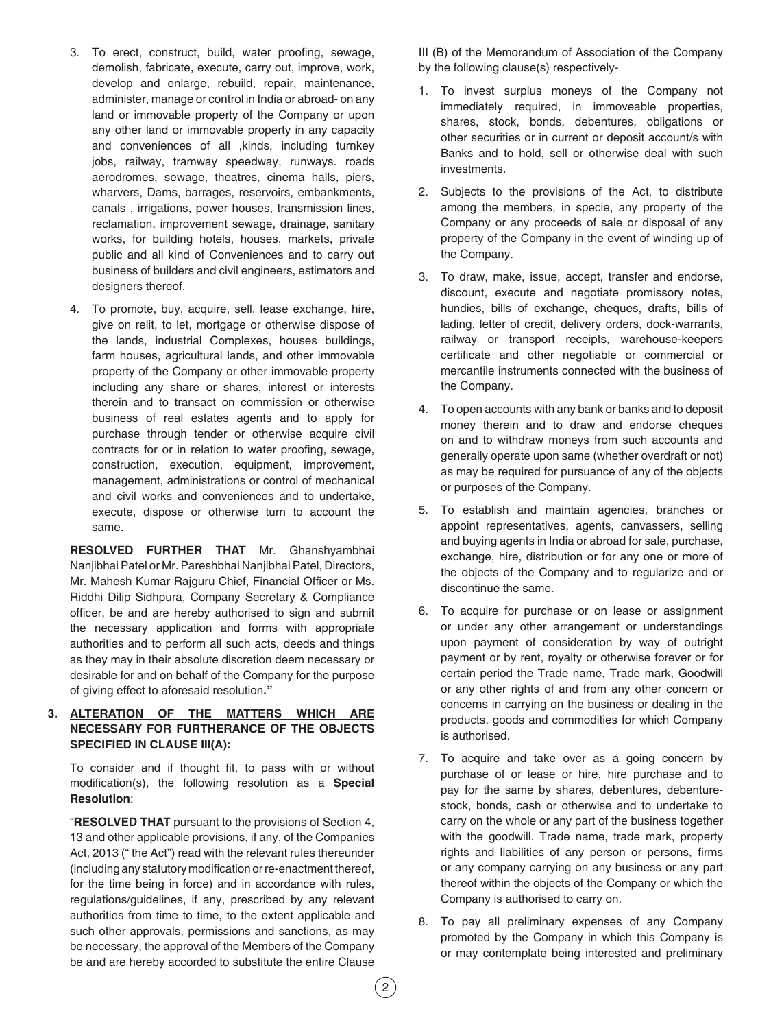3. To erect, construct, build, water proofing, sewage, demolish, fabricate, execute, carry out, improve, work, develop and enlarge, rebuild, repair, maintenance, administer, manage or control in India or abroad- on any land or immovable property of the Company or upon any other land or immovable property in any capacity and conveniences of all ,kinds, including turnkey jobs, railway, tramway speedway, runways. roads aerodromes, sewage, theatres, cinema halls, piers, wharvers, Dams, barrages, reservoirs, embankments, canals , irrigations, power houses, transmission lines, reclamation, improvement sewage, drainage, sanitary works, for building hotels, houses, markets, private public and all kind of Conveniences and to carry out business of builders and civil engineers, estimators and designers thereof.

4. To promote, buy, acquire, sell, lease exchange, hire, give on relit, to let, mortgage or otherwise dispose of the lands, industrial Complexes, houses buildings, farm houses, agricultural lands, and other immovable property of the Company or other immovable property including any share or shares, interest or interests therein and to transact on commission or otherwise business of real estates agents and to apply for purchase through tender or otherwise acquire civil contracts for or in relation to water proofing, sewage, construction, execution, equipment, improvement, management, administrations or control of mechanical and civil works and conveniences and to undertake, execute, dispose or otherwise turn to account the same.

**RESOLVED FURTHER THAT** Mr. Ghanshyambhai Nanjibhai Patel or Mr. Pareshbhai Nanjibhai Patel, Directors, Mr. Mahesh Kumar Rajguru Chief, Financial Officer or Ms. Riddhi Dilip Sidhpura, Company Secretary & Compliance officer, be and are hereby authorised to sign and submit the necessary application and forms with appropriate authorities and to perform all such acts, deeds and things as they may in their absolute discretion deem necessary or desirable for and on behalf of the Company for the purpose of giving effect to aforesaid resolution**."**

**3. <u>ALTERATION OF THE MATTERS WHICH ARE NECESSARY FOR FURTHERANCE OF THE OBJECTS SPECIFIED IN CLAUSE III(A):</u>**

To consider and if thought fit, to pass with or without modification(s), the following resolution as a **Special Resolution**:

"**RESOLVED THAT** pursuant to the provisions of Section 4, 13 and other applicable provisions, if any, of the Companies Act, 2013 (" the Act") read with the relevant rules thereunder (including any statutory modification or re-enactment thereof, for the time being in force) and in accordance with rules, regulations/guidelines, if any, prescribed by any relevant authorities from time to time, to the extent applicable and such other approvals, permissions and sanctions, as may be necessary, the approval of the Members of the Company be and are hereby accorded to substitute the entire Clause III (B) of the Memorandum of Association of the Company by the following clause(s) respectively-

1. To invest surplus moneys of the Company not immediately required, in immoveable properties, shares, stock, bonds, debentures, obligations or other securities or in current or deposit account/s with Banks and to hold, sell or otherwise deal with such investments.

2. Subjects to the provisions of the Act, to distribute among the members, in specie, any property of the Company or any proceeds of sale or disposal of any property of the Company in the event of winding up of the Company.

3. To draw, make, issue, accept, transfer and endorse, discount, execute and negotiate promissory notes, hundies, bills of exchange, cheques, drafts, bills of lading, letter of credit, delivery orders, dock-warrants, railway or transport receipts, warehouse-keepers certificate and other negotiable or commercial or mercantile instruments connected with the business of the Company.

4. To open accounts with any bank or banks and to deposit money therein and to draw and endorse cheques on and to withdraw moneys from such accounts and generally operate upon same (whether overdraft or not) as may be required for pursuance of any of the objects or purposes of the Company.

5. To establish and maintain agencies, branches or appoint representatives, agents, canvassers, selling and buying agents in India or abroad for sale, purchase, exchange, hire, distribution or for any one or more of the objects of the Company and to regularize and or discontinue the same.

6. To acquire for purchase or on lease or assignment or under any other arrangement or understandings upon payment of consideration by way of outright payment or by rent, royalty or otherwise forever or for certain period the Trade name, Trade mark, Goodwill or any other rights of and from any other concern or concerns in carrying on the business or dealing in the products, goods and commodities for which Company is authorised.

7. To acquire and take over as a going concern by purchase of or lease or hire, hire purchase and to pay for the same by shares, debentures, debenture-stock, bonds, cash or otherwise and to undertake to carry on the whole or any part of the business together with the goodwill. Trade name, trade mark, property rights and liabilities of any person or persons, firms or any company carrying on any business or any part thereof within the objects of the Company or which the Company is authorised to carry on.

8. To pay all preliminary expenses of any Company promoted by the Company in which this Company is or may contemplate being interested and preliminary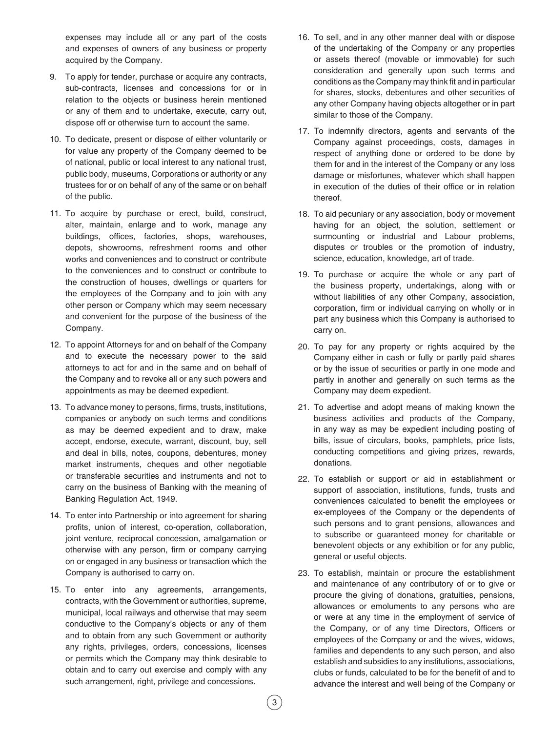expenses may include all or any part of the costs and expenses of owners of any business or property acquired by the Company.

9. To apply for tender, purchase or acquire any contracts, sub-contracts, licenses and concessions for or in relation to the objects or business herein mentioned or any of them and to undertake, execute, carry out, dispose off or otherwise turn to account the same.

10. To dedicate, present or dispose of either voluntarily or for value any property of the Company deemed to be of national, public or local interest to any national trust, public body, museums, Corporations or authority or any trustees for or on behalf of any of the same or on behalf of the public.

11. To acquire by purchase or erect, build, construct, alter, maintain, enlarge and to work, manage any buildings, offices, factories, shops, warehouses, depots, showrooms, refreshment rooms and other works and conveniences and to construct or contribute to the conveniences and to construct or contribute to the construction of houses, dwellings or quarters for the employees of the Company and to join with any other person or Company which may seem necessary and convenient for the purpose of the business of the Company.

12. To appoint Attorneys for and on behalf of the Company and to execute the necessary power to the said attorneys to act for and in the same and on behalf of the Company and to revoke all or any such powers and appointments as may be deemed expedient.

13. To advance money to persons, firms, trusts, institutions, companies or anybody on such terms and conditions as may be deemed expedient and to draw, make accept, endorse, execute, warrant, discount, buy, sell and deal in bills, notes, coupons, debentures, money market instruments, cheques and other negotiable or transferable securities and instruments and not to carry on the business of Banking with the meaning of Banking Regulation Act, 1949.

14. To enter into Partnership or into agreement for sharing profits, union of interest, co-operation, collaboration, joint venture, reciprocal concession, amalgamation or otherwise with any person, firm or company carrying on or engaged in any business or transaction which the Company is authorised to carry on.

15. To enter into any agreements, arrangements, contracts, with the Government or authorities, supreme, municipal, local railways and otherwise that may seem conductive to the Company's objects or any of them and to obtain from any such Government or authority any rights, privileges, orders, concessions, licenses or permits which the Company may think desirable to obtain and to carry out exercise and comply with any such arrangement, right, privilege and concessions.

16. To sell, and in any other manner deal with or dispose of the undertaking of the Company or any properties or assets thereof (movable or immovable) for such consideration and generally upon such terms and conditions as the Company may think fit and in particular for shares, stocks, debentures and other securities of any other Company having objects altogether or in part similar to those of the Company.

17. To indemnify directors, agents and servants of the Company against proceedings, costs, damages in respect of anything done or ordered to be done by them for and in the interest of the Company or any loss damage or misfortunes, whatever which shall happen in execution of the duties of their office or in relation thereof.

18. To aid pecuniary or any association, body or movement having for an object, the solution, settlement or surmounting or industrial and Labour problems, disputes or troubles or the promotion of industry, science, education, knowledge, art of trade.

19. To purchase or acquire the whole or any part of the business property, undertakings, along with or without liabilities of any other Company, association, corporation, firm or individual carrying on wholly or in part any business which this Company is authorised to carry on.

20. To pay for any property or rights acquired by the Company either in cash or fully or partly paid shares or by the issue of securities or partly in one mode and partly in another and generally on such terms as the Company may deem expedient.

21. To advertise and adopt means of making known the business activities and products of the Company, in any way as may be expedient including posting of bills, issue of circulars, books, pamphlets, price lists, conducting competitions and giving prizes, rewards, donations.

22. To establish or support or aid in establishment or support of association, institutions, funds, trusts and conveniences calculated to benefit the employees or ex-employees of the Company or the dependents of such persons and to grant pensions, allowances and to subscribe or guaranteed money for charitable or benevolent objects or any exhibition or for any public, general or useful objects.

23. To establish, maintain or procure the establishment and maintenance of any contributory of or to give or procure the giving of donations, gratuities, pensions, allowances or emoluments to any persons who are or were at any time in the employment of service of the Company, or of any time Directors, Officers or employees of the Company or and the wives, widows, families and dependents to any such person, and also establish and subsidies to any institutions, associations, clubs or funds, calculated to be for the benefit of and to advance the interest and well being of the Company or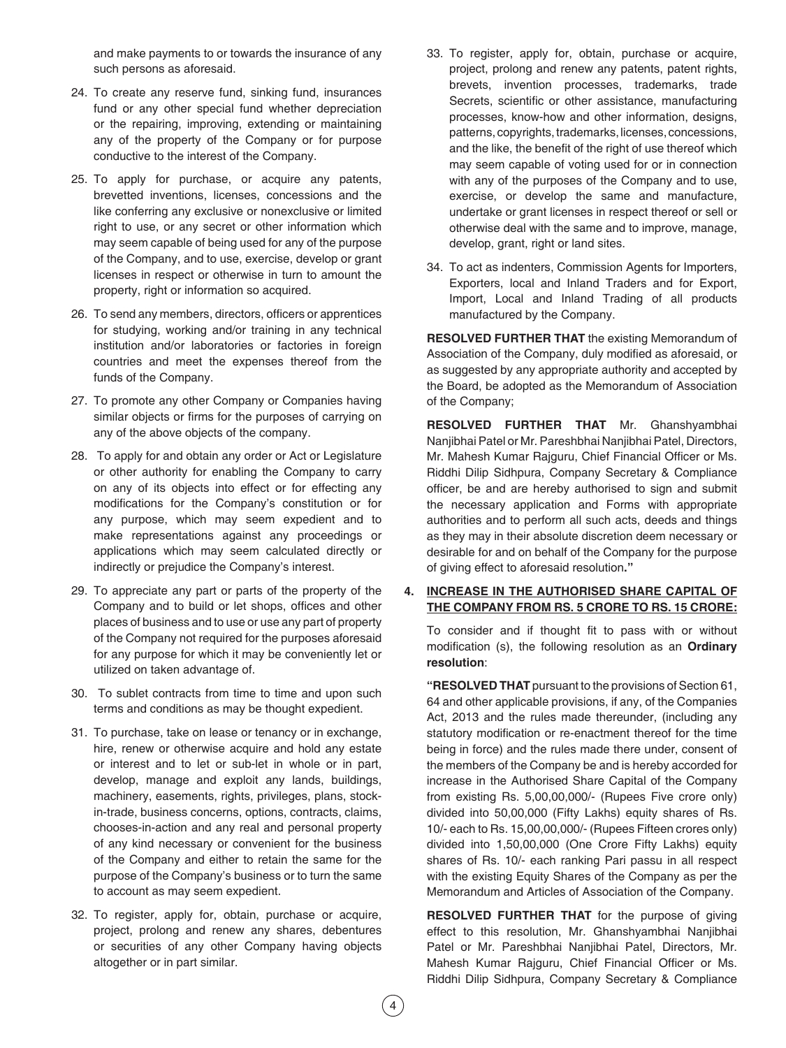and make payments to or towards the insurance of any such persons as aforesaid.

24. To create any reserve fund, sinking fund, insurances fund or any other special fund whether depreciation or the repairing, improving, extending or maintaining any of the property of the Company or for purpose conductive to the interest of the Company.

25. To apply for purchase, or acquire any patents, brevetted inventions, licenses, concessions and the like conferring any exclusive or nonexclusive or limited right to use, or any secret or other information which may seem capable of being used for any of the purpose of the Company, and to use, exercise, develop or grant licenses in respect or otherwise in turn to amount the property, right or information so acquired.

26. To send any members, directors, officers or apprentices for studying, working and/or training in any technical institution and/or laboratories or factories in foreign countries and meet the expenses thereof from the funds of the Company.

27. To promote any other Company or Companies having similar objects or firms for the purposes of carrying on any of the above objects of the company.

28. To apply for and obtain any order or Act or Legislature or other authority for enabling the Company to carry on any of its objects into effect or for effecting any modifications for the Company's constitution or for any purpose, which may seem expedient and to make representations against any proceedings or applications which may seem calculated directly or indirectly or prejudice the Company's interest.

29. To appreciate any part or parts of the property of the Company and to build or let shops, offices and other places of business and to use or use any part of property of the Company not required for the purposes aforesaid for any purpose for which it may be conveniently let or utilized on taken advantage of.

30. To sublet contracts from time to time and upon such terms and conditions as may be thought expedient.

31. To purchase, take on lease or tenancy or in exchange, hire, renew or otherwise acquire and hold any estate or interest and to let or sub-let in whole or in part, develop, manage and exploit any lands, buildings, machinery, easements, rights, privileges, plans, stock-in-trade, business concerns, options, contracts, claims, chooses-in-action and any real and personal property of any kind necessary or convenient for the business of the Company and either to retain the same for the purpose of the Company's business or to turn the same to account as may seem expedient.

32. To register, apply for, obtain, purchase or acquire, project, prolong and renew any shares, debentures or securities of any other Company having objects altogether or in part similar.

33. To register, apply for, obtain, purchase or acquire, project, prolong and renew any patents, patent rights, brevets, invention processes, trademarks, trade Secrets, scientific or other assistance, manufacturing processes, know-how and other information, designs, patterns, copyrights, trademarks, licenses, concessions, and the like, the benefit of the right of use thereof which may seem capable of voting used for or in connection with any of the purposes of the Company and to use, exercise, or develop the same and manufacture, undertake or grant licenses in respect thereof or sell or otherwise deal with the same and to improve, manage, develop, grant, right or land sites.

34. To act as indenters, Commission Agents for Importers, Exporters, local and Inland Traders and for Export, Import, Local and Inland Trading of all products manufactured by the Company.

**RESOLVED FURTHER THAT** the existing Memorandum of Association of the Company, duly modified as aforesaid, or as suggested by any appropriate authority and accepted by the Board, be adopted as the Memorandum of Association of the Company;

**RESOLVED FURTHER THAT** Mr. Ghanshyambhai Nanjibhai Patel or Mr. Pareshbhai Nanjibhai Patel, Directors, Mr. Mahesh Kumar Rajguru, Chief Financial Officer or Ms. Riddhi Dilip Sidhpura, Company Secretary & Compliance officer, be and are hereby authorised to sign and submit the necessary application and Forms with appropriate authorities and to perform all such acts, deeds and things as they may in their absolute discretion deem necessary or desirable for and on behalf of the Company for the purpose of giving effect to aforesaid resolution**."**

**4. <u>INCREASE IN THE AUTHORISED SHARE CAPITAL OF THE COMPANY FROM RS. 5 CRORE TO RS. 15 CRORE:</u>**

To consider and if thought fit to pass with or without modification (s), the following resolution as an **Ordinary resolution**:

**"RESOLVED THAT** pursuant to the provisions of Section 61, 64 and other applicable provisions, if any, of the Companies Act, 2013 and the rules made thereunder, (including any statutory modification or re-enactment thereof for the time being in force) and the rules made there under, consent of the members of the Company be and is hereby accorded for increase in the Authorised Share Capital of the Company from existing Rs. 5,00,00,000/- (Rupees Five crore only) divided into 50,00,000 (Fifty Lakhs) equity shares of Rs. 10/- each to Rs. 15,00,00,000/- (Rupees Fifteen crores only) divided into 1,50,00,000 (One Crore Fifty Lakhs) equity shares of Rs. 10/- each ranking Pari passu in all respect with the existing Equity Shares of the Company as per the Memorandum and Articles of Association of the Company.

**RESOLVED FURTHER THAT** for the purpose of giving effect to this resolution, Mr. Ghanshyambhai Nanjibhai Patel or Mr. Pareshbhai Nanjibhai Patel, Directors, Mr. Mahesh Kumar Rajguru, Chief Financial Officer or Ms. Riddhi Dilip Sidhpura, Company Secretary & Compliance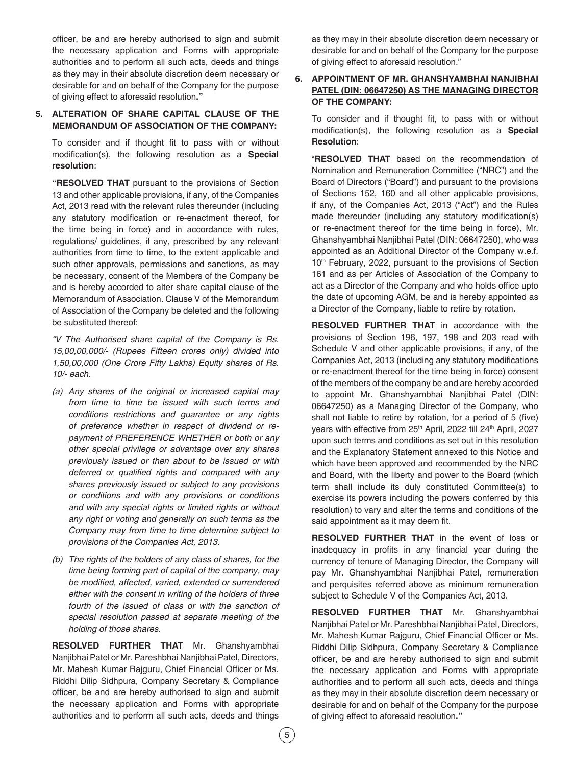officer, be and are hereby authorised to sign and submit the necessary application and Forms with appropriate authorities and to perform all such acts, deeds and things as they may in their absolute discretion deem necessary or desirable for and on behalf of the Company for the purpose of giving effect to aforesaid resolution**."**

**5. ALTERATION OF SHARE CAPITAL CLAUSE OF THE MEMORANDUM OF ASSOCIATION OF THE COMPANY:**

To consider and if thought fit to pass with or without modification(s), the following resolution as a **Special resolution**:

**"RESOLVED THAT** pursuant to the provisions of Section 13 and other applicable provisions, if any, of the Companies Act, 2013 read with the relevant rules thereunder (including any statutory modification or re-enactment thereof, for the time being in force) and in accordance with rules, regulations/ guidelines, if any, prescribed by any relevant authorities from time to time, to the extent applicable and such other approvals, permissions and sanctions, as may be necessary, consent of the Members of the Company be and is hereby accorded to alter share capital clause of the Memorandum of Association. Clause V of the Memorandum of Association of the Company be deleted and the following be substituted thereof:

*"V The Authorised share capital of the Company is Rs. 15,00,00,000/- (Rupees Fifteen crores only) divided into 1,50,00,000 (One Crore Fifty Lakhs) Equity shares of Rs. 10/- each.*

*(a) Any shares of the original or increased capital may from time to time be issued with such terms and conditions restrictions and guarantee or any rights of preference whether in respect of dividend or re-payment of PREFERENCE WHETHER or both or any other special privilege or advantage over any shares previously issued or then about to be issued or with deferred or qualified rights and compared with any shares previously issued or subject to any provisions or conditions and with any provisions or conditions and with any special rights or limited rights or without any right or voting and generally on such terms as the Company may from time to time determine subject to provisions of the Companies Act, 2013.*

*(b) The rights of the holders of any class of shares, for the time being forming part of capital of the company, may be modified, affected, varied, extended or surrendered either with the consent in writing of the holders of three fourth of the issued of class or with the sanction of special resolution passed at separate meeting of the holding of those shares.*

**RESOLVED FURTHER THAT** Mr. Ghanshyambhai Nanjibhai Patel or Mr. Pareshbhai Nanjibhai Patel, Directors, Mr. Mahesh Kumar Rajguru, Chief Financial Officer or Ms. Riddhi Dilip Sidhpura, Company Secretary & Compliance officer, be and are hereby authorised to sign and submit the necessary application and Forms with appropriate authorities and to perform all such acts, deeds and things as they may in their absolute discretion deem necessary or desirable for and on behalf of the Company for the purpose of giving effect to aforesaid resolution."

**6. APPOINTMENT OF MR. GHANSHYAMBHAI NANJIBHAI PATEL (DIN: 06647250) AS THE MANAGING DIRECTOR OF THE COMPANY:**

To consider and if thought fit, to pass with or without modification(s), the following resolution as a **Special Resolution**:

"**RESOLVED THAT** based on the recommendation of Nomination and Remuneration Committee ("NRC") and the Board of Directors ("Board") and pursuant to the provisions of Sections 152, 160 and all other applicable provisions, if any, of the Companies Act, 2013 ("Act") and the Rules made thereunder (including any statutory modification(s) or re-enactment thereof for the time being in force), Mr. Ghanshyambhai Nanjibhai Patel (DIN: 06647250), who was appointed as an Additional Director of the Company w.e.f. 10th February, 2022, pursuant to the provisions of Section 161 and as per Articles of Association of the Company to act as a Director of the Company and who holds office upto the date of upcoming AGM, be and is hereby appointed as a Director of the Company, liable to retire by rotation.

**RESOLVED FURTHER THAT** in accordance with the provisions of Section 196, 197, 198 and 203 read with Schedule V and other applicable provisions, if any, of the Companies Act, 2013 (including any statutory modifications or re-enactment thereof for the time being in force) consent of the members of the company be and are hereby accorded to appoint Mr. Ghanshyambhai Nanjibhai Patel (DIN: 06647250) as a Managing Director of the Company, who shall not liable to retire by rotation, for a period of 5 (five) years with effective from 25th April, 2022 till 24th April, 2027 upon such terms and conditions as set out in this resolution and the Explanatory Statement annexed to this Notice and which have been approved and recommended by the NRC and Board, with the liberty and power to the Board (which term shall include its duly constituted Committee(s) to exercise its powers including the powers conferred by this resolution) to vary and alter the terms and conditions of the said appointment as it may deem fit.

**RESOLVED FURTHER THAT** in the event of loss or inadequacy in profits in any financial year during the currency of tenure of Managing Director, the Company will pay Mr. Ghanshyambhai Nanjibhai Patel, remuneration and perquisites referred above as minimum remuneration subject to Schedule V of the Companies Act, 2013.

**RESOLVED FURTHER THAT** Mr. Ghanshyambhai Nanjibhai Patel or Mr. Pareshbhai Nanjibhai Patel, Directors, Mr. Mahesh Kumar Rajguru, Chief Financial Officer or Ms. Riddhi Dilip Sidhpura, Company Secretary & Compliance officer, be and are hereby authorised to sign and submit the necessary application and Forms with appropriate authorities and to perform all such acts, deeds and things as they may in their absolute discretion deem necessary or desirable for and on behalf of the Company for the purpose of giving effect to aforesaid resolution**."**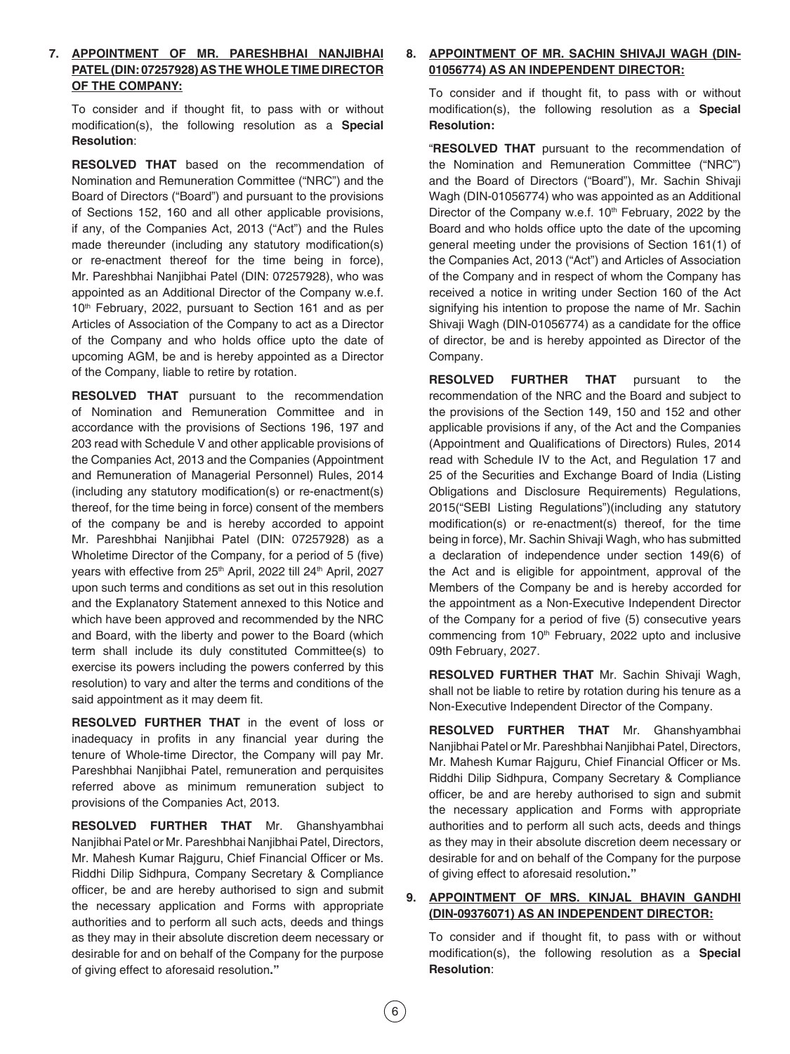**7. APPOINTMENT OF MR. PARESHBHAI NANJIBHAI PATEL (DIN: 07257928) AS THE WHOLE TIME DIRECTOR OF THE COMPANY:**

To consider and if thought fit, to pass with or without modification(s), the following resolution as a **Special Resolution**:

**RESOLVED THAT** based on the recommendation of Nomination and Remuneration Committee ("NRC") and the Board of Directors ("Board") and pursuant to the provisions of Sections 152, 160 and all other applicable provisions, if any, of the Companies Act, 2013 ("Act") and the Rules made thereunder (including any statutory modification(s) or re-enactment thereof for the time being in force), Mr. Pareshbhai Nanjibhai Patel (DIN: 07257928), who was appointed as an Additional Director of the Company w.e.f. 10th February, 2022, pursuant to Section 161 and as per Articles of Association of the Company to act as a Director of the Company and who holds office upto the date of upcoming AGM, be and is hereby appointed as a Director of the Company, liable to retire by rotation.

**RESOLVED THAT** pursuant to the recommendation of Nomination and Remuneration Committee and in accordance with the provisions of Sections 196, 197 and 203 read with Schedule V and other applicable provisions of the Companies Act, 2013 and the Companies (Appointment and Remuneration of Managerial Personnel) Rules, 2014 (including any statutory modification(s) or re-enactment(s) thereof, for the time being in force) consent of the members of the company be and is hereby accorded to appoint Mr. Pareshbhai Nanjibhai Patel (DIN: 07257928) as a Wholetime Director of the Company, for a period of 5 (five) years with effective from 25th April, 2022 till 24th April, 2027 upon such terms and conditions as set out in this resolution and the Explanatory Statement annexed to this Notice and which have been approved and recommended by the NRC and Board, with the liberty and power to the Board (which term shall include its duly constituted Committee(s) to exercise its powers including the powers conferred by this resolution) to vary and alter the terms and conditions of the said appointment as it may deem fit.

**RESOLVED FURTHER THAT** in the event of loss or inadequacy in profits in any financial year during the tenure of Whole-time Director, the Company will pay Mr. Pareshbhai Nanjibhai Patel, remuneration and perquisites referred above as minimum remuneration subject to provisions of the Companies Act, 2013.

**RESOLVED FURTHER THAT** Mr. Ghanshyambhai Nanjibhai Patel or Mr. Pareshbhai Nanjibhai Patel, Directors, Mr. Mahesh Kumar Rajguru, Chief Financial Officer or Ms. Riddhi Dilip Sidhpura, Company Secretary & Compliance officer, be and are hereby authorised to sign and submit the necessary application and Forms with appropriate authorities and to perform all such acts, deeds and things as they may in their absolute discretion deem necessary or desirable for and on behalf of the Company for the purpose of giving effect to aforesaid resolution**."**

**8. APPOINTMENT OF MR. SACHIN SHIVAJI WAGH (DIN-01056774) AS AN INDEPENDENT DIRECTOR:**

To consider and if thought fit, to pass with or without modification(s), the following resolution as a **Special Resolution:**

"**RESOLVED THAT** pursuant to the recommendation of the Nomination and Remuneration Committee ("NRC") and the Board of Directors ("Board"), Mr. Sachin Shivaji Wagh (DIN-01056774) who was appointed as an Additional Director of the Company w.e.f. 10th February, 2022 by the Board and who holds office upto the date of the upcoming general meeting under the provisions of Section 161(1) of the Companies Act, 2013 ("Act") and Articles of Association of the Company and in respect of whom the Company has received a notice in writing under Section 160 of the Act signifying his intention to propose the name of Mr. Sachin Shivaji Wagh (DIN-01056774) as a candidate for the office of director, be and is hereby appointed as Director of the Company.

**RESOLVED FURTHER THAT** pursuant to the recommendation of the NRC and the Board and subject to the provisions of the Section 149, 150 and 152 and other applicable provisions if any, of the Act and the Companies (Appointment and Qualifications of Directors) Rules, 2014 read with Schedule IV to the Act, and Regulation 17 and 25 of the Securities and Exchange Board of India (Listing Obligations and Disclosure Requirements) Regulations, 2015("SEBI Listing Regulations")(including any statutory modification(s) or re-enactment(s) thereof, for the time being in force), Mr. Sachin Shivaji Wagh, who has submitted a declaration of independence under section 149(6) of the Act and is eligible for appointment, approval of the Members of the Company be and is hereby accorded for the appointment as a Non-Executive Independent Director of the Company for a period of five (5) consecutive years commencing from 10th February, 2022 upto and inclusive 09th February, 2027.

**RESOLVED FURTHER THAT** Mr. Sachin Shivaji Wagh, shall not be liable to retire by rotation during his tenure as a Non-Executive Independent Director of the Company.

**RESOLVED FURTHER THAT** Mr. Ghanshyambhai Nanjibhai Patel or Mr. Pareshbhai Nanjibhai Patel, Directors, Mr. Mahesh Kumar Rajguru, Chief Financial Officer or Ms. Riddhi Dilip Sidhpura, Company Secretary & Compliance officer, be and are hereby authorised to sign and submit the necessary application and Forms with appropriate authorities and to perform all such acts, deeds and things as they may in their absolute discretion deem necessary or desirable for and on behalf of the Company for the purpose of giving effect to aforesaid resolution**."**

**9. APPOINTMENT OF MRS. KINJAL BHAVIN GANDHI (DIN-09376071) AS AN INDEPENDENT DIRECTOR:**

To consider and if thought fit, to pass with or without modification(s), the following resolution as a **Special Resolution**: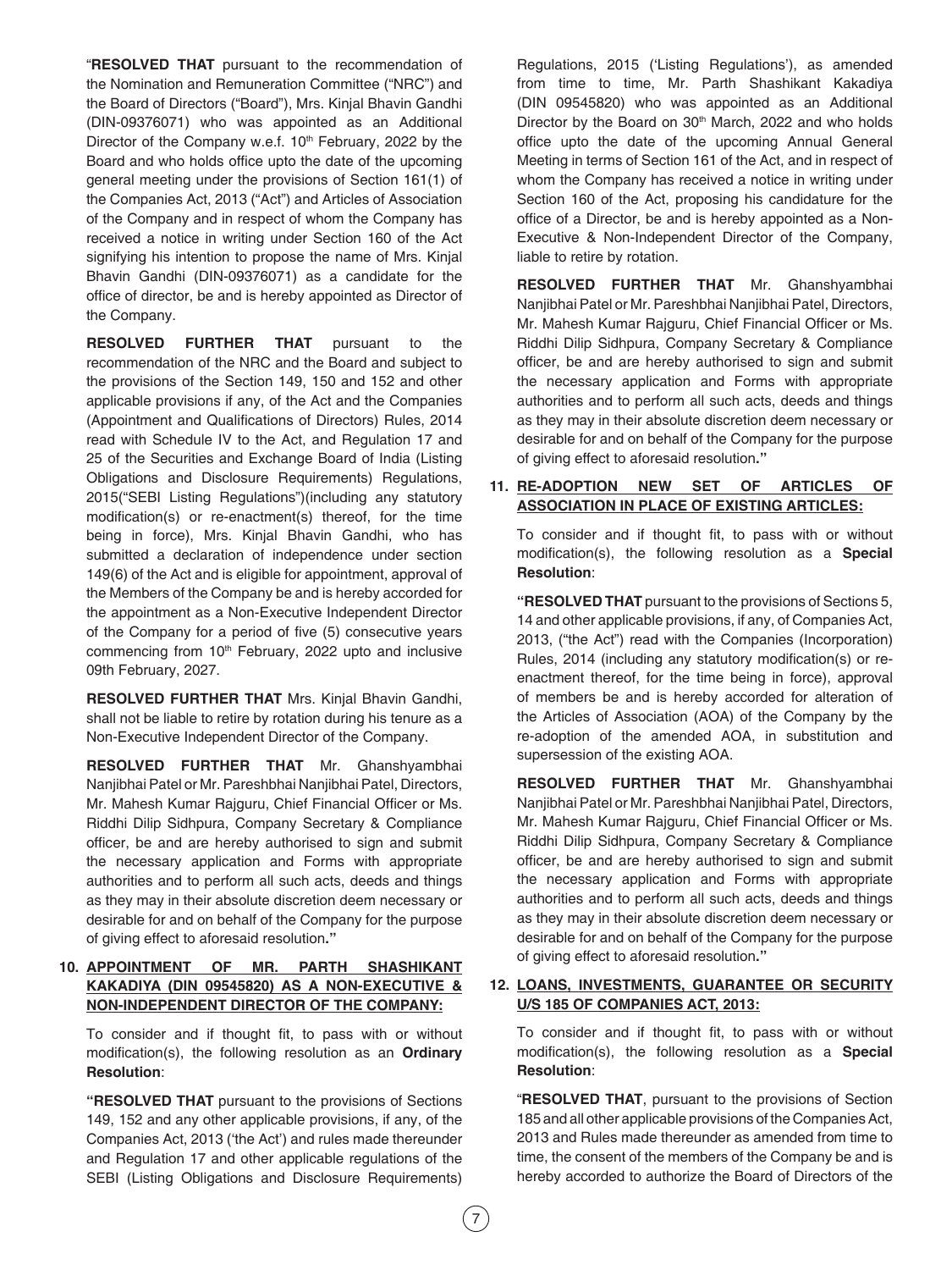"**RESOLVED THAT** pursuant to the recommendation of the Nomination and Remuneration Committee ("NRC") and the Board of Directors ("Board"), Mrs. Kinjal Bhavin Gandhi (DIN-09376071) who was appointed as an Additional Director of the Company w.e.f. 10th February, 2022 by the Board and who holds office upto the date of the upcoming general meeting under the provisions of Section 161(1) of the Companies Act, 2013 ("Act") and Articles of Association of the Company and in respect of whom the Company has received a notice in writing under Section 160 of the Act signifying his intention to propose the name of Mrs. Kinjal Bhavin Gandhi (DIN-09376071) as a candidate for the office of director, be and is hereby appointed as Director of the Company.

**RESOLVED FURTHER THAT** pursuant to the recommendation of the NRC and the Board and subject to the provisions of the Section 149, 150 and 152 and other applicable provisions if any, of the Act and the Companies (Appointment and Qualifications of Directors) Rules, 2014 read with Schedule IV to the Act, and Regulation 17 and 25 of the Securities and Exchange Board of India (Listing Obligations and Disclosure Requirements) Regulations, 2015("SEBI Listing Regulations")(including any statutory modification(s) or re-enactment(s) thereof, for the time being in force), Mrs. Kinjal Bhavin Gandhi, who has submitted a declaration of independence under section 149(6) of the Act and is eligible for appointment, approval of the Members of the Company be and is hereby accorded for the appointment as a Non-Executive Independent Director of the Company for a period of five (5) consecutive years commencing from 10th February, 2022 upto and inclusive 09th February, 2027.

**RESOLVED FURTHER THAT** Mrs. Kinjal Bhavin Gandhi, shall not be liable to retire by rotation during his tenure as a Non-Executive Independent Director of the Company.

**RESOLVED FURTHER THAT** Mr. Ghanshyambhai Nanjibhai Patel or Mr. Pareshbhai Nanjibhai Patel, Directors, Mr. Mahesh Kumar Rajguru, Chief Financial Officer or Ms. Riddhi Dilip Sidhpura, Company Secretary & Compliance officer, be and are hereby authorised to sign and submit the necessary application and Forms with appropriate authorities and to perform all such acts, deeds and things as they may in their absolute discretion deem necessary or desirable for and on behalf of the Company for the purpose of giving effect to aforesaid resolution**."**

**10. APPOINTMENT OF MR. PARTH SHASHIKANT KAKADIYA (DIN 09545820) AS A NON-EXECUTIVE & NON-INDEPENDENT DIRECTOR OF THE COMPANY:**

To consider and if thought fit, to pass with or without modification(s), the following resolution as an **Ordinary Resolution**:

**"RESOLVED THAT** pursuant to the provisions of Sections 149, 152 and any other applicable provisions, if any, of the Companies Act, 2013 ('the Act') and rules made thereunder and Regulation 17 and other applicable regulations of the SEBI (Listing Obligations and Disclosure Requirements) Regulations, 2015 ('Listing Regulations'), as amended from time to time, Mr. Parth Shashikant Kakadiya (DIN 09545820) who was appointed as an Additional Director by the Board on 30th March, 2022 and who holds office upto the date of the upcoming Annual General Meeting in terms of Section 161 of the Act, and in respect of whom the Company has received a notice in writing under Section 160 of the Act, proposing his candidature for the office of a Director, be and is hereby appointed as a Non-Executive & Non-Independent Director of the Company, liable to retire by rotation.

**RESOLVED FURTHER THAT** Mr. Ghanshyambhai Nanjibhai Patel or Mr. Pareshbhai Nanjibhai Patel, Directors, Mr. Mahesh Kumar Rajguru, Chief Financial Officer or Ms. Riddhi Dilip Sidhpura, Company Secretary & Compliance officer, be and are hereby authorised to sign and submit the necessary application and Forms with appropriate authorities and to perform all such acts, deeds and things as they may in their absolute discretion deem necessary or desirable for and on behalf of the Company for the purpose of giving effect to aforesaid resolution**."**

**11. RE-ADOPTION NEW SET OF ARTICLES OF ASSOCIATION IN PLACE OF EXISTING ARTICLES:**

To consider and if thought fit, to pass with or without modification(s), the following resolution as a **Special Resolution**:

**"RESOLVED THAT** pursuant to the provisions of Sections 5, 14 and other applicable provisions, if any, of Companies Act, 2013, ("the Act") read with the Companies (Incorporation) Rules, 2014 (including any statutory modification(s) or re-enactment thereof, for the time being in force), approval of members be and is hereby accorded for alteration of the Articles of Association (AOA) of the Company by the re-adoption of the amended AOA, in substitution and supersession of the existing AOA.

**RESOLVED FURTHER THAT** Mr. Ghanshyambhai Nanjibhai Patel or Mr. Pareshbhai Nanjibhai Patel, Directors, Mr. Mahesh Kumar Rajguru, Chief Financial Officer or Ms. Riddhi Dilip Sidhpura, Company Secretary & Compliance officer, be and are hereby authorised to sign and submit the necessary application and Forms with appropriate authorities and to perform all such acts, deeds and things as they may in their absolute discretion deem necessary or desirable for and on behalf of the Company for the purpose of giving effect to aforesaid resolution**."**

**12. LOANS, INVESTMENTS, GUARANTEE OR SECURITY U/S 185 OF COMPANIES ACT, 2013:**

To consider and if thought fit, to pass with or without modification(s), the following resolution as a **Special Resolution**:

"**RESOLVED THAT**, pursuant to the provisions of Section 185 and all other applicable provisions of the Companies Act, 2013 and Rules made thereunder as amended from time to time, the consent of the members of the Company be and is hereby accorded to authorize the Board of Directors of the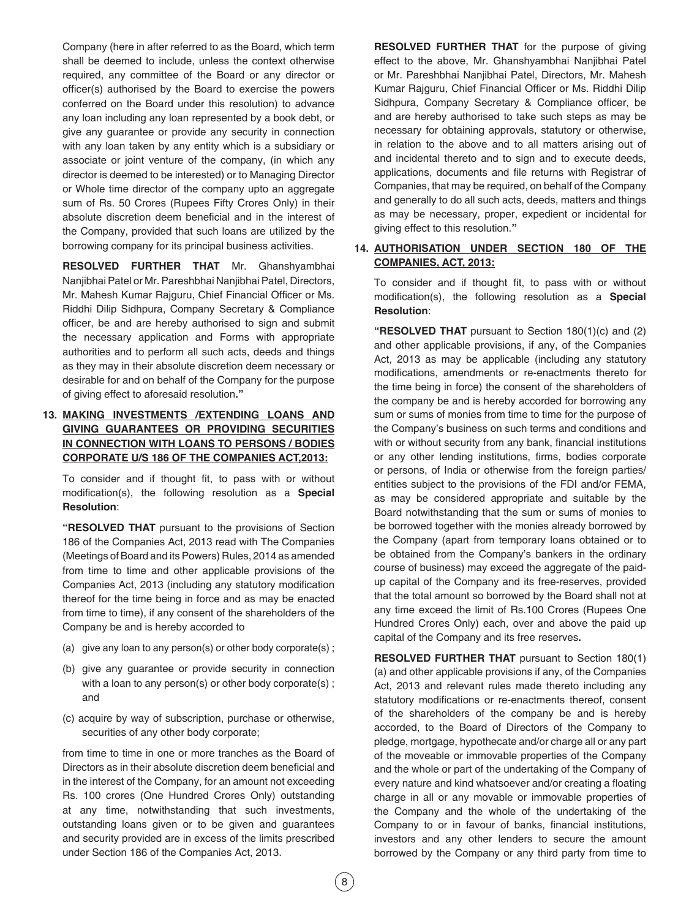Company (here in after referred to as the Board, which term shall be deemed to include, unless the context otherwise required, any committee of the Board or any director or officer(s) authorised by the Board to exercise the powers conferred on the Board under this resolution) to advance any loan including any loan represented by a book debt, or give any guarantee or provide any security in connection with any loan taken by any entity which is a subsidiary or associate or joint venture of the company, (in which any director is deemed to be interested) or to Managing Director or Whole time director of the company upto an aggregate sum of Rs. 50 Crores (Rupees Fifty Crores Only) in their absolute discretion deem beneficial and in the interest of the Company, provided that such loans are utilized by the borrowing company for its principal business activities.

**RESOLVED FURTHER THAT** Mr. Ghanshyambhai Nanjibhai Patel or Mr. Pareshbhai Nanjibhai Patel, Directors, Mr. Mahesh Kumar Rajguru, Chief Financial Officer or Ms. Riddhi Dilip Sidhpura, Company Secretary & Compliance officer, be and are hereby authorised to sign and submit the necessary application and Forms with appropriate authorities and to perform all such acts, deeds and things as they may in their absolute discretion deem necessary or desirable for and on behalf of the Company for the purpose of giving effect to aforesaid resolution**."**

**13. <u>MAKING INVESTMENTS /EXTENDING LOANS AND GIVING GUARANTEES OR PROVIDING SECURITIES IN CONNECTION WITH LOANS TO PERSONS / BODIES CORPORATE U/S 186 OF THE COMPANIES ACT,2013:</u>**

To consider and if thought fit, to pass with or without modification(s), the following resolution as a **Special Resolution**:

**"RESOLVED THAT** pursuant to the provisions of Section 186 of the Companies Act, 2013 read with The Companies (Meetings of Board and its Powers) Rules, 2014 as amended from time to time and other applicable provisions of the Companies Act, 2013 (including any statutory modification thereof for the time being in force and as may be enacted from time to time), if any consent of the shareholders of the Company be and is hereby accorded to

(a) give any loan to any person(s) or other body corporate(s) ;

(b) give any guarantee or provide security in connection with a loan to any person(s) or other body corporate(s) ; and

(c) acquire by way of subscription, purchase or otherwise, securities of any other body corporate;

from time to time in one or more tranches as the Board of Directors as in their absolute discretion deem beneficial and in the interest of the Company, for an amount not exceeding Rs. 100 crores (One Hundred Crores Only) outstanding at any time, notwithstanding that such investments, outstanding loans given or to be given and guarantees and security provided are in excess of the limits prescribed under Section 186 of the Companies Act, 2013.

**RESOLVED FURTHER THAT** for the purpose of giving effect to the above, Mr. Ghanshyambhai Nanjibhai Patel or Mr. Pareshbhai Nanjibhai Patel, Directors, Mr. Mahesh Kumar Rajguru, Chief Financial Officer or Ms. Riddhi Dilip Sidhpura, Company Secretary & Compliance officer, be and are hereby authorised to take such steps as may be necessary for obtaining approvals, statutory or otherwise, in relation to the above and to all matters arising out of and incidental thereto and to sign and to execute deeds, applications, documents and file returns with Registrar of Companies, that may be required, on behalf of the Company and generally to do all such acts, deeds, matters and things as may be necessary, proper, expedient or incidental for giving effect to this resolution.**"**

**14. <u>AUTHORISATION UNDER SECTION 180 OF THE COMPANIES, ACT, 2013:</u>**

To consider and if thought fit, to pass with or without modification(s), the following resolution as a **Special Resolution**:

**"RESOLVED THAT** pursuant to Section 180(1)(c) and (2) and other applicable provisions, if any, of the Companies Act, 2013 as may be applicable (including any statutory modifications, amendments or re-enactments thereto for the time being in force) the consent of the shareholders of the company be and is hereby accorded for borrowing any sum or sums of monies from time to time for the purpose of the Company's business on such terms and conditions and with or without security from any bank, financial institutions or any other lending institutions, firms, bodies corporate or persons, of India or otherwise from the foreign parties/ entities subject to the provisions of the FDI and/or FEMA, as may be considered appropriate and suitable by the Board notwithstanding that the sum or sums of monies to be borrowed together with the monies already borrowed by the Company (apart from temporary loans obtained or to be obtained from the Company's bankers in the ordinary course of business) may exceed the aggregate of the paid-up capital of the Company and its free-reserves, provided that the total amount so borrowed by the Board shall not at any time exceed the limit of Rs.100 Crores (Rupees One Hundred Crores Only) each, over and above the paid up capital of the Company and its free reserves**.**

**RESOLVED FURTHER THAT** pursuant to Section 180(1) (a) and other applicable provisions if any, of the Companies Act, 2013 and relevant rules made thereto including any statutory modifications or re-enactments thereof, consent of the shareholders of the company be and is hereby accorded, to the Board of Directors of the Company to pledge, mortgage, hypothecate and/or charge all or any part of the moveable or immovable properties of the Company and the whole or part of the undertaking of the Company of every nature and kind whatsoever and/or creating a floating charge in all or any movable or immovable properties of the Company and the whole of the undertaking of the Company to or in favour of banks, financial institutions, investors and any other lenders to secure the amount borrowed by the Company or any third party from time to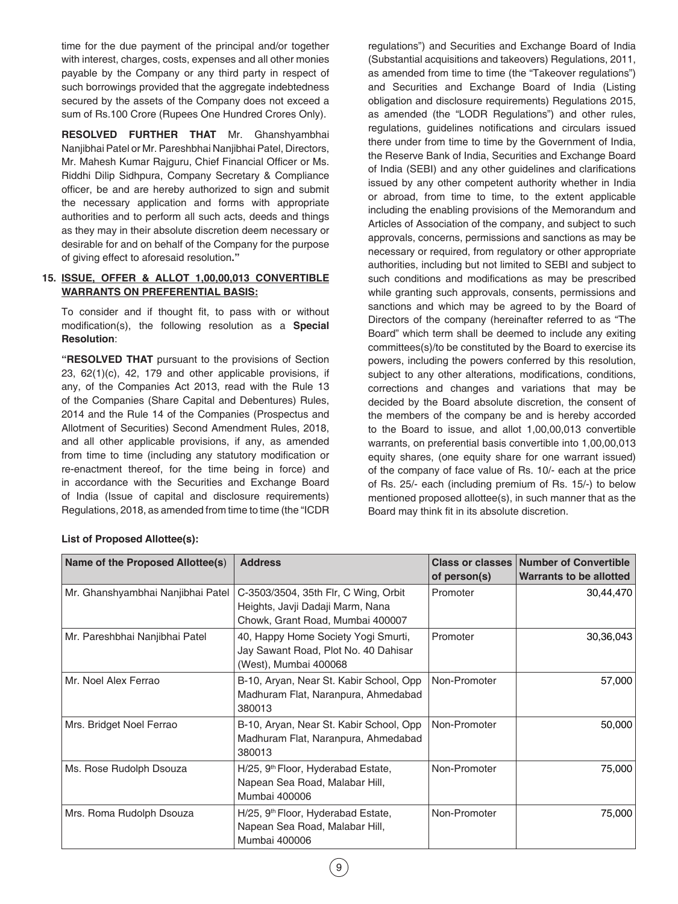time for the due payment of the principal and/or together with interest, charges, costs, expenses and all other monies payable by the Company or any third party in respect of such borrowings provided that the aggregate indebtedness secured by the assets of the Company does not exceed a sum of Rs.100 Crore (Rupees One Hundred Crores Only).

**RESOLVED FURTHER THAT** Mr. Ghanshyambhai Nanjibhai Patel or Mr. Pareshbhai Nanjibhai Patel, Directors, Mr. Mahesh Kumar Rajguru, Chief Financial Officer or Ms. Riddhi Dilip Sidhpura, Company Secretary & Compliance officer, be and are hereby authorized to sign and submit the necessary application and forms with appropriate authorities and to perform all such acts, deeds and things as they may in their absolute discretion deem necessary or desirable for and on behalf of the Company for the purpose of giving effect to aforesaid resolution**."**

**15. ISSUE, OFFER & ALLOT 1,00,00,013 CONVERTIBLE WARRANTS ON PREFERENTIAL BASIS:**

To consider and if thought fit, to pass with or without modification(s), the following resolution as a **Special Resolution**:

**"RESOLVED THAT** pursuant to the provisions of Section 23, 62(1)(c), 42, 179 and other applicable provisions, if any, of the Companies Act 2013, read with the Rule 13 of the Companies (Share Capital and Debentures) Rules, 2014 and the Rule 14 of the Companies (Prospectus and Allotment of Securities) Second Amendment Rules, 2018, and all other applicable provisions, if any, as amended from time to time (including any statutory modification or re-enactment thereof, for the time being in force) and in accordance with the Securities and Exchange Board of India (Issue of capital and disclosure requirements) Regulations, 2018, as amended from time to time (the "ICDR regulations") and Securities and Exchange Board of India (Substantial acquisitions and takeovers) Regulations, 2011, as amended from time to time (the "Takeover regulations") and Securities and Exchange Board of India (Listing obligation and disclosure requirements) Regulations 2015, as amended (the "LODR Regulations") and other rules, regulations, guidelines notifications and circulars issued there under from time to time by the Government of India, the Reserve Bank of India, Securities and Exchange Board of India (SEBI) and any other guidelines and clarifications issued by any other competent authority whether in India or abroad, from time to time, to the extent applicable including the enabling provisions of the Memorandum and Articles of Association of the company, and subject to such approvals, concerns, permissions and sanctions as may be necessary or required, from regulatory or other appropriate authorities, including but not limited to SEBI and subject to such conditions and modifications as may be prescribed while granting such approvals, consents, permissions and sanctions and which may be agreed to by the Board of Directors of the company (hereinafter referred to as "The Board" which term shall be deemed to include any exiting committees(s)/to be constituted by the Board to exercise its powers, including the powers conferred by this resolution, subject to any other alterations, modifications, conditions, corrections and changes and variations that may be decided by the Board absolute discretion, the consent of the members of the company be and is hereby accorded to the Board to issue, and allot 1,00,00,013 convertible warrants, on preferential basis convertible into 1,00,00,013 equity shares, (one equity share for one warrant issued) of the company of face value of Rs. 10/- each at the price of Rs. 25/- each (including premium of Rs. 15/-) to below mentioned proposed allottee(s), in such manner that as the Board may think fit in its absolute discretion.

**List of Proposed Allottee(s):**

| Name of the Proposed Allottee(s) | Address | Class or classes of person(s) | Number of Convertible Warrants to be allotted |
|---|---|---|---|
| Mr. Ghanshyambhai Nanjibhai Patel | C-3503/3504, 35th Flr, C Wing, Orbit Heights, Javji Dadaji Marm, Nana Chowk, Grant Road, Mumbai 400007 | Promoter | 30,44,470 |
| Mr. Pareshbhai Nanjibhai Patel | 40, Happy Home Society Yogi Smurti, Jay Sawant Road, Plot No. 40 Dahisar (West), Mumbai 400068 | Promoter | 30,36,043 |
| Mr. Noel Alex Ferrao | B-10, Aryan, Near St. Kabir School, Opp Madhuram Flat, Naranpura, Ahmedabad 380013 | Non-Promoter | 57,000 |
| Mrs. Bridget Noel Ferrao | B-10, Aryan, Near St. Kabir School, Opp Madhuram Flat, Naranpura, Ahmedabad 380013 | Non-Promoter | 50,000 |
| Ms. Rose Rudolph Dsouza | H/25, 9th Floor, Hyderabad Estate, Napean Sea Road, Malabar Hill, Mumbai 400006 | Non-Promoter | 75,000 |
| Mrs. Roma Rudolph Dsouza | H/25, 9th Floor, Hyderabad Estate, Napean Sea Road, Malabar Hill, Mumbai 400006 | Non-Promoter | 75,000 |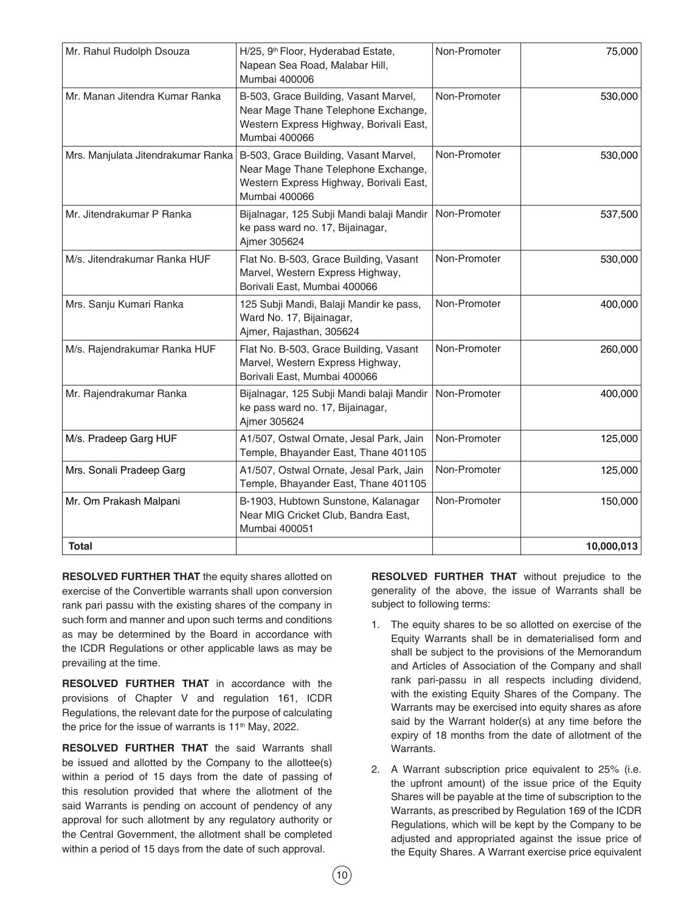| Mr. Rahul Rudolph Dsouza | H/25, 9th Floor, Hyderabad Estate, Napean Sea Road, Malabar Hill, Mumbai 400006 | Non-Promoter | 75,000 |
|---|---|---|---|
| Mr. Manan Jitendra Kumar Ranka | B-503, Grace Building, Vasant Marvel, Near Mage Thane Telephone Exchange, Western Express Highway, Borivali East, Mumbai 400066 | Non-Promoter | 530,000 |
| Mrs. Manjulata Jitendrakumar Ranka | B-503, Grace Building, Vasant Marvel, Near Mage Thane Telephone Exchange, Western Express Highway, Borivali East, Mumbai 400066 | Non-Promoter | 530,000 |
| Mr. Jitendrakumar P Ranka | Bijalnagar, 125 Subji Mandi balaji Mandir ke pass ward no. 17, Bijainagar, Ajmer 305624 | Non-Promoter | 537,500 |
| M/s. Jitendrakumar Ranka HUF | Flat No. B-503, Grace Building, Vasant Marvel, Western Express Highway, Borivali East, Mumbai 400066 | Non-Promoter | 530,000 |
| Mrs. Sanju Kumari Ranka | 125 Subji Mandi, Balaji Mandir ke pass, Ward No. 17, Bijainagar, Ajmer, Rajasthan, 305624 | Non-Promoter | 400,000 |
| M/s. Rajendrakumar Ranka HUF | Flat No. B-503, Grace Building, Vasant Marvel, Western Express Highway, Borivali East, Mumbai 400066 | Non-Promoter | 260,000 |
| Mr. Rajendrakumar Ranka | Bijalnagar, 125 Subji Mandi balaji Mandir ke pass ward no. 17, Bijainagar, Ajmer 305624 | Non-Promoter | 400,000 |
| M/s. Pradeep Garg HUF | A1/507, Ostwal Ornate, Jesal Park, Jain Temple, Bhayander East, Thane 401105 | Non-Promoter | 125,000 |
| Mrs. Sonali Pradeep Garg | A1/507, Ostwal Ornate, Jesal Park, Jain Temple, Bhayander East, Thane 401105 | Non-Promoter | 125,000 |
| Mr. Om Prakash Malpani | B-1903, Hubtown Sunstone, Kalanagar Near MIG Cricket Club, Bandra East, Mumbai 400051 | Non-Promoter | 150,000 |
| **Total** | | | **10,000,013** |

**RESOLVED FURTHER THAT** the equity shares allotted on exercise of the Convertible warrants shall upon conversion rank pari passu with the existing shares of the company in such form and manner and upon such terms and conditions as may be determined by the Board in accordance with the ICDR Regulations or other applicable laws as may be prevailing at the time.

**RESOLVED FURTHER THAT** in accordance with the provisions of Chapter V and regulation 161, ICDR Regulations, the relevant date for the purpose of calculating the price for the issue of warrants is 11th May, 2022.

**RESOLVED FURTHER THAT** the said Warrants shall be issued and allotted by the Company to the allottee(s) within a period of 15 days from the date of passing of this resolution provided that where the allotment of the said Warrants is pending on account of pendency of any approval for such allotment by any regulatory authority or the Central Government, the allotment shall be completed within a period of 15 days from the date of such approval.

**RESOLVED FURTHER THAT** without prejudice to the generality of the above, the issue of Warrants shall be subject to following terms:

1. The equity shares to be so allotted on exercise of the Equity Warrants shall be in dematerialised form and shall be subject to the provisions of the Memorandum and Articles of Association of the Company and shall rank pari-passu in all respects including dividend, with the existing Equity Shares of the Company. The Warrants may be exercised into equity shares as afore said by the Warrant holder(s) at any time before the expiry of 18 months from the date of allotment of the Warrants.
2. A Warrant subscription price equivalent to 25% (i.e. the upfront amount) of the issue price of the Equity Shares will be payable at the time of subscription to the Warrants, as prescribed by Regulation 169 of the ICDR Regulations, which will be kept by the Company to be adjusted and appropriated against the issue price of the Equity Shares. A Warrant exercise price equivalent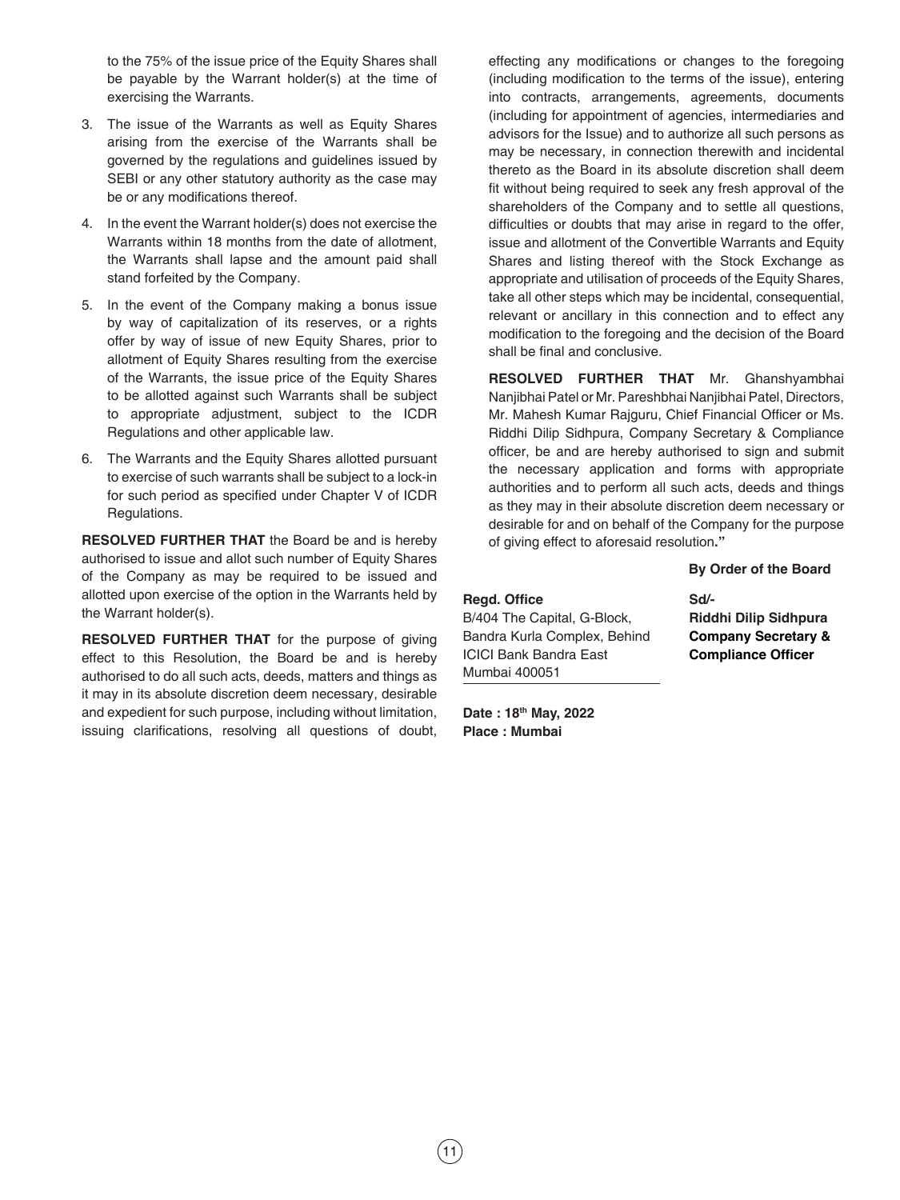to the 75% of the issue price of the Equity Shares shall be payable by the Warrant holder(s) at the time of exercising the Warrants.

3. The issue of the Warrants as well as Equity Shares arising from the exercise of the Warrants shall be governed by the regulations and guidelines issued by SEBI or any other statutory authority as the case may be or any modifications thereof.

4. In the event the Warrant holder(s) does not exercise the Warrants within 18 months from the date of allotment, the Warrants shall lapse and the amount paid shall stand forfeited by the Company.

5. In the event of the Company making a bonus issue by way of capitalization of its reserves, or a rights offer by way of issue of new Equity Shares, prior to allotment of Equity Shares resulting from the exercise of the Warrants, the issue price of the Equity Shares to be allotted against such Warrants shall be subject to appropriate adjustment, subject to the ICDR Regulations and other applicable law.

6. The Warrants and the Equity Shares allotted pursuant to exercise of such warrants shall be subject to a lock-in for such period as specified under Chapter V of ICDR Regulations.

**RESOLVED FURTHER THAT** the Board be and is hereby authorised to issue and allot such number of Equity Shares of the Company as may be required to be issued and allotted upon exercise of the option in the Warrants held by the Warrant holder(s).

**RESOLVED FURTHER THAT** for the purpose of giving effect to this Resolution, the Board be and is hereby authorised to do all such acts, deeds, matters and things as it may in its absolute discretion deem necessary, desirable and expedient for such purpose, including without limitation, issuing clarifications, resolving all questions of doubt, effecting any modifications or changes to the foregoing (including modification to the terms of the issue), entering into contracts, arrangements, agreements, documents (including for appointment of agencies, intermediaries and advisors for the Issue) and to authorize all such persons as may be necessary, in connection therewith and incidental thereto as the Board in its absolute discretion shall deem fit without being required to seek any fresh approval of the shareholders of the Company and to settle all questions, difficulties or doubts that may arise in regard to the offer, issue and allotment of the Convertible Warrants and Equity Shares and listing thereof with the Stock Exchange as appropriate and utilisation of proceeds of the Equity Shares, take all other steps which may be incidental, consequential, relevant or ancillary in this connection and to effect any modification to the foregoing and the decision of the Board shall be final and conclusive.

**RESOLVED FURTHER THAT** Mr. Ghanshyambhai Nanjibhai Patel or Mr. Pareshbhai Nanjibhai Patel, Directors, Mr. Mahesh Kumar Rajguru, Chief Financial Officer or Ms. Riddhi Dilip Sidhpura, Company Secretary & Compliance officer, be and are hereby authorised to sign and submit the necessary application and forms with appropriate authorities and to perform all such acts, deeds and things as they may in their absolute discretion deem necessary or desirable for and on behalf of the Company for the purpose of giving effect to aforesaid resolution."

**By Order of the Board**

**Regd. Office**
B/404 The Capital, G-Block,
Bandra Kurla Complex, Behind
ICICI Bank Bandra East
Mumbai 400051

**Sd/-**
**Riddhi Dilip Sidhpura**
**Company Secretary &**
**Compliance Officer**

**Date : 18th May, 2022**
**Place : Mumbai**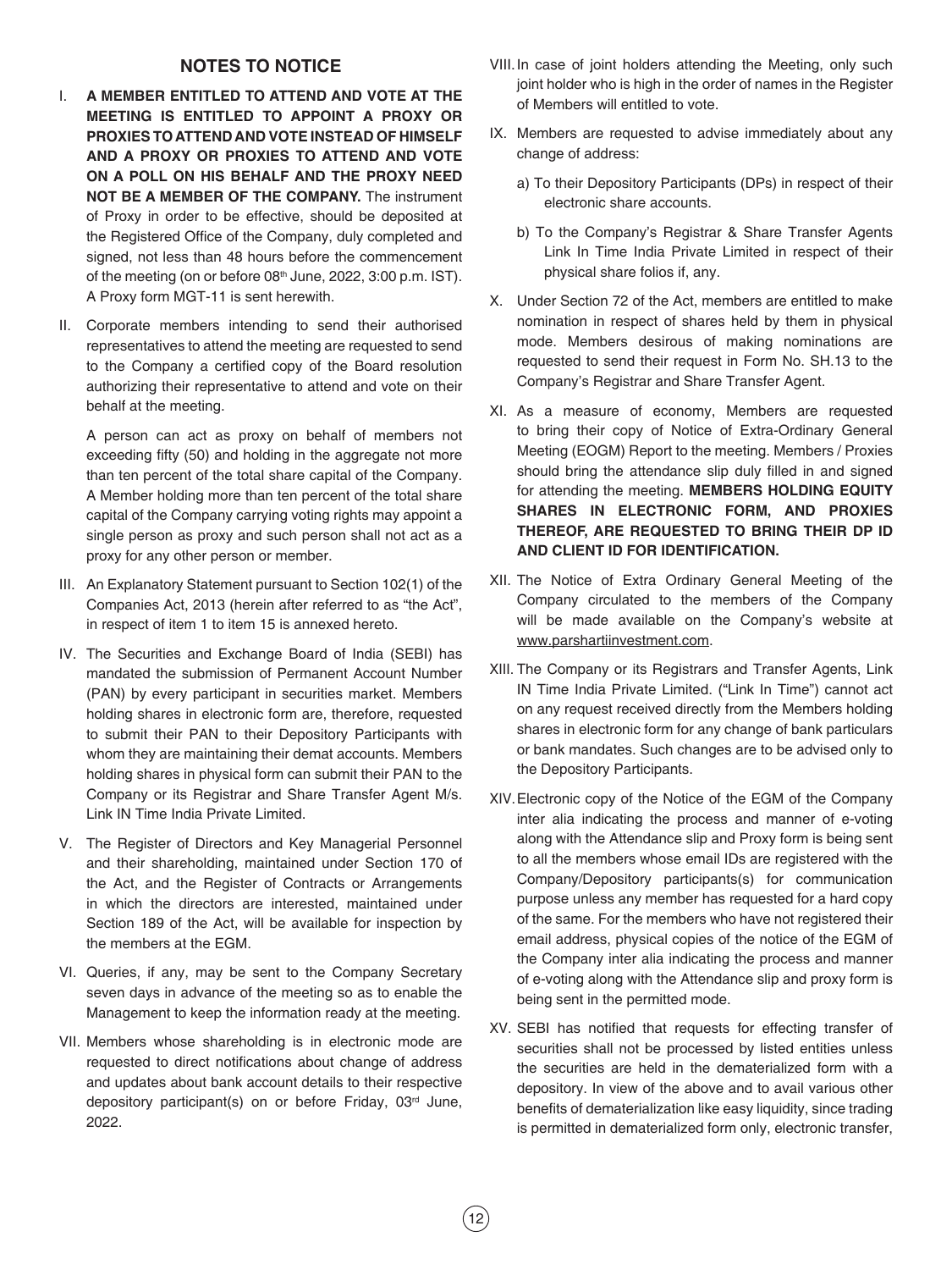## NOTES TO NOTICE

I. **A MEMBER ENTITLED TO ATTEND AND VOTE AT THE MEETING IS ENTITLED TO APPOINT A PROXY OR PROXIES TO ATTEND AND VOTE INSTEAD OF HIMSELF AND A PROXY OR PROXIES TO ATTEND AND VOTE ON A POLL ON HIS BEHALF AND THE PROXY NEED NOT BE A MEMBER OF THE COMPANY.** The instrument of Proxy in order to be effective, should be deposited at the Registered Office of the Company, duly completed and signed, not less than 48 hours before the commencement of the meeting (on or before 08th June, 2022, 3:00 p.m. IST). A Proxy form MGT-11 is sent herewith.

II. Corporate members intending to send their authorised representatives to attend the meeting are requested to send to the Company a certified copy of the Board resolution authorizing their representative to attend and vote on their behalf at the meeting.

A person can act as proxy on behalf of members not exceeding fifty (50) and holding in the aggregate not more than ten percent of the total share capital of the Company. A Member holding more than ten percent of the total share capital of the Company carrying voting rights may appoint a single person as proxy and such person shall not act as a proxy for any other person or member.

III. An Explanatory Statement pursuant to Section 102(1) of the Companies Act, 2013 (herein after referred to as "the Act", in respect of item 1 to item 15 is annexed hereto.

IV. The Securities and Exchange Board of India (SEBI) has mandated the submission of Permanent Account Number (PAN) by every participant in securities market. Members holding shares in electronic form are, therefore, requested to submit their PAN to their Depository Participants with whom they are maintaining their demat accounts. Members holding shares in physical form can submit their PAN to the Company or its Registrar and Share Transfer Agent M/s. Link IN Time India Private Limited.

V. The Register of Directors and Key Managerial Personnel and their shareholding, maintained under Section 170 of the Act, and the Register of Contracts or Arrangements in which the directors are interested, maintained under Section 189 of the Act, will be available for inspection by the members at the EGM.

VI. Queries, if any, may be sent to the Company Secretary seven days in advance of the meeting so as to enable the Management to keep the information ready at the meeting.

VII. Members whose shareholding is in electronic mode are requested to direct notifications about change of address and updates about bank account details to their respective depository participant(s) on or before Friday, 03rd June, 2022.

VIII. In case of joint holders attending the Meeting, only such joint holder who is high in the order of names in the Register of Members will entitled to vote.

IX. Members are requested to advise immediately about any change of address:

a) To their Depository Participants (DPs) in respect of their electronic share accounts.

b) To the Company's Registrar & Share Transfer Agents Link In Time India Private Limited in respect of their physical share folios if, any.

X. Under Section 72 of the Act, members are entitled to make nomination in respect of shares held by them in physical mode. Members desirous of making nominations are requested to send their request in Form No. SH.13 to the Company's Registrar and Share Transfer Agent.

XI. As a measure of economy, Members are requested to bring their copy of Notice of Extra-Ordinary General Meeting (EOGM) Report to the meeting. Members / Proxies should bring the attendance slip duly filled in and signed for attending the meeting. **MEMBERS HOLDING EQUITY SHARES IN ELECTRONIC FORM, AND PROXIES THEREOF, ARE REQUESTED TO BRING THEIR DP ID AND CLIENT ID FOR IDENTIFICATION.**

XII. The Notice of Extra Ordinary General Meeting of the Company circulated to the members of the Company will be made available on the Company's website at www.parshartiinvestment.com.

XIII. The Company or its Registrars and Transfer Agents, Link IN Time India Private Limited. ("Link In Time") cannot act on any request received directly from the Members holding shares in electronic form for any change of bank particulars or bank mandates. Such changes are to be advised only to the Depository Participants.

XIV. Electronic copy of the Notice of the EGM of the Company inter alia indicating the process and manner of e-voting along with the Attendance slip and Proxy form is being sent to all the members whose email IDs are registered with the Company/Depository participants(s) for communication purpose unless any member has requested for a hard copy of the same. For the members who have not registered their email address, physical copies of the notice of the EGM of the Company inter alia indicating the process and manner of e-voting along with the Attendance slip and proxy form is being sent in the permitted mode.

XV. SEBI has notified that requests for effecting transfer of securities shall not be processed by listed entities unless the securities are held in the dematerialized form with a depository. In view of the above and to avail various other benefits of dematerialization like easy liquidity, since trading is permitted in dematerialized form only, electronic transfer,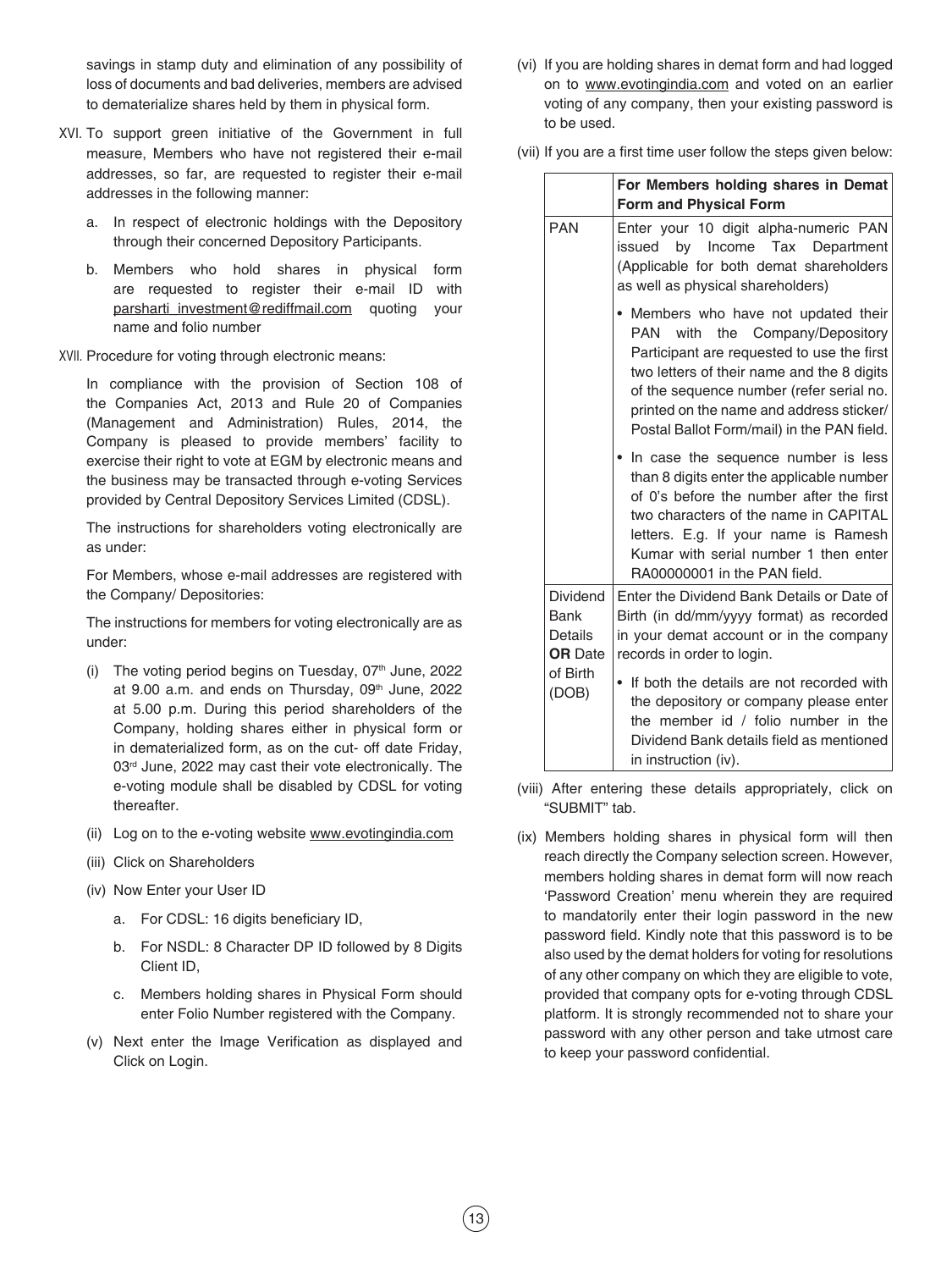savings in stamp duty and elimination of any possibility of loss of documents and bad deliveries, members are advised to dematerialize shares held by them in physical form.

XVI. To support green initiative of the Government in full measure, Members who have not registered their e-mail addresses, so far, are requested to register their e-mail addresses in the following manner:

a. In respect of electronic holdings with the Depository through their concerned Depository Participants.

b. Members who hold shares in physical form are requested to register their e-mail ID with parsharti_investment@rediffmail.com quoting your name and folio number

XVII. Procedure for voting through electronic means:

In compliance with the provision of Section 108 of the Companies Act, 2013 and Rule 20 of Companies (Management and Administration) Rules, 2014, the Company is pleased to provide members' facility to exercise their right to vote at EGM by electronic means and the business may be transacted through e-voting Services provided by Central Depository Services Limited (CDSL).

The instructions for shareholders voting electronically are as under:

For Members, whose e-mail addresses are registered with the Company/ Depositories:

The instructions for members for voting electronically are as under:

(i) The voting period begins on Tuesday, 07th June, 2022 at 9.00 a.m. and ends on Thursday, 09th June, 2022 at 5.00 p.m. During this period shareholders of the Company, holding shares either in physical form or in dematerialized form, as on the cut- off date Friday, 03rd June, 2022 may cast their vote electronically. The e-voting module shall be disabled by CDSL for voting thereafter.

(ii) Log on to the e-voting website www.evotingindia.com

(iii) Click on Shareholders

(iv) Now Enter your User ID

a. For CDSL: 16 digits beneficiary ID,

b. For NSDL: 8 Character DP ID followed by 8 Digits Client ID,

c. Members holding shares in Physical Form should enter Folio Number registered with the Company.

(v) Next enter the Image Verification as displayed and Click on Login.

(vi) If you are holding shares in demat form and had logged on to www.evotingindia.com and voted on an earlier voting of any company, then your existing password is to be used.

(vii) If you are a first time user follow the steps given below:

| | **For Members holding shares in Demat Form and Physical Form** |
|---|---|
| PAN | Enter your 10 digit alpha-numeric PAN issued by Income Tax Department (Applicable for both demat shareholders as well as physical shareholders)<br>• Members who have not updated their PAN with the Company/Depository Participant are requested to use the first two letters of their name and the 8 digits of the sequence number (refer serial no. printed on the name and address sticker/ Postal Ballot Form/mail) in the PAN field.<br>• In case the sequence number is less than 8 digits enter the applicable number of 0's before the number after the first two characters of the name in CAPITAL letters. E.g. If your name is Ramesh Kumar with serial number 1 then enter RA00000001 in the PAN field. |
| Dividend Bank Details **OR** Date of Birth (DOB) | Enter the Dividend Bank Details or Date of Birth (in dd/mm/yyyy format) as recorded in your demat account or in the company records in order to login.<br>• If both the details are not recorded with the depository or company please enter the member id / folio number in the Dividend Bank details field as mentioned in instruction (iv). |

(viii) After entering these details appropriately, click on "SUBMIT" tab.

(ix) Members holding shares in physical form will then reach directly the Company selection screen. However, members holding shares in demat form will now reach 'Password Creation' menu wherein they are required to mandatorily enter their login password in the new password field. Kindly note that this password is to be also used by the demat holders for voting for resolutions of any other company on which they are eligible to vote, provided that company opts for e-voting through CDSL platform. It is strongly recommended not to share your password with any other person and take utmost care to keep your password confidential.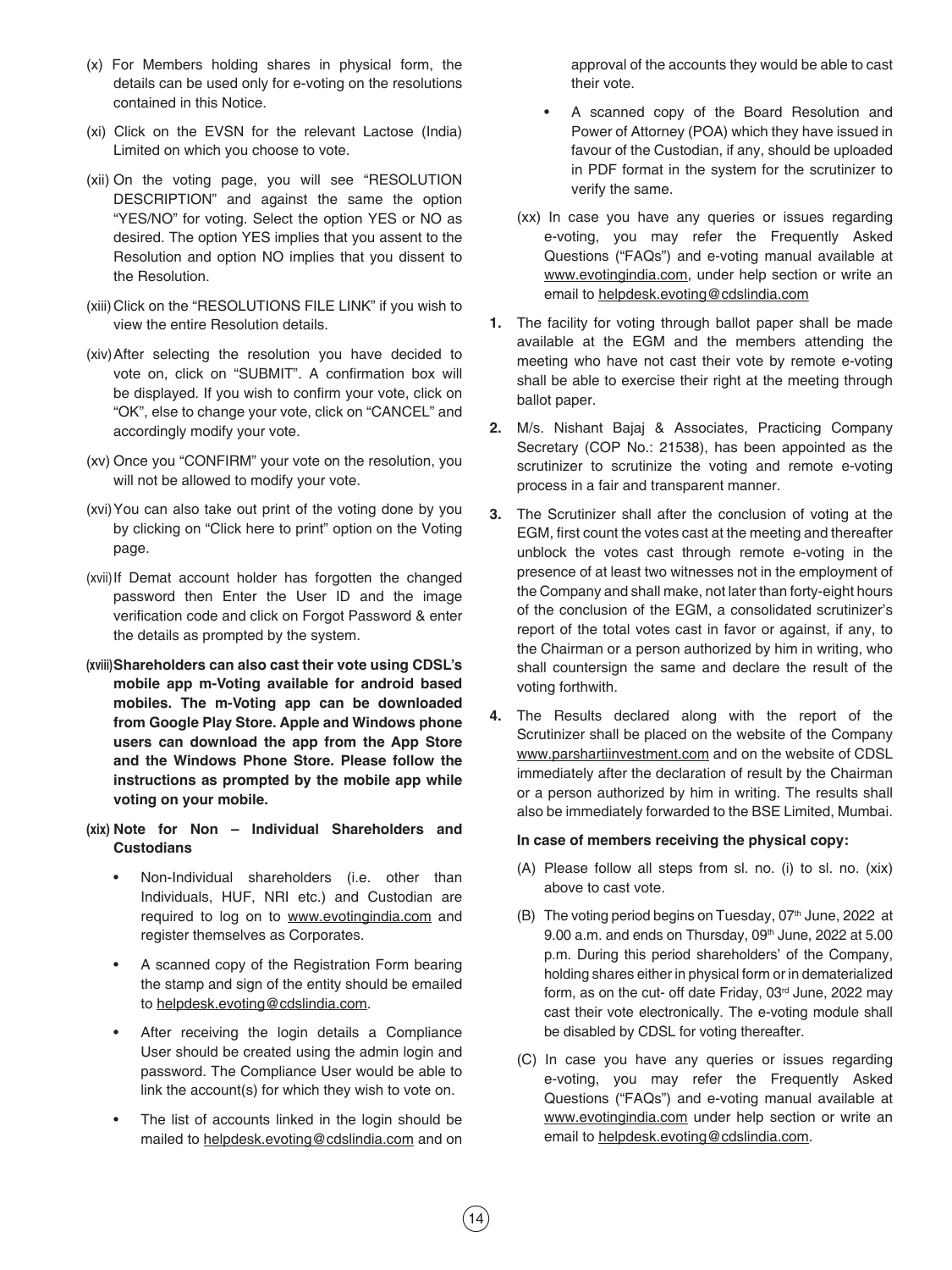(x) For Members holding shares in physical form, the details can be used only for e-voting on the resolutions contained in this Notice.

(xi) Click on the EVSN for the relevant Lactose (India) Limited on which you choose to vote.

(xii) On the voting page, you will see "RESOLUTION DESCRIPTION" and against the same the option "YES/NO" for voting. Select the option YES or NO as desired. The option YES implies that you assent to the Resolution and option NO implies that you dissent to the Resolution.

(xiii) Click on the "RESOLUTIONS FILE LINK" if you wish to view the entire Resolution details.

(xiv) After selecting the resolution you have decided to vote on, click on "SUBMIT". A confirmation box will be displayed. If you wish to confirm your vote, click on "OK", else to change your vote, click on "CANCEL" and accordingly modify your vote.

(xv) Once you "CONFIRM" your vote on the resolution, you will not be allowed to modify your vote.

(xvi) You can also take out print of the voting done by you by clicking on "Click here to print" option on the Voting page.

(xvii) If Demat account holder has forgotten the changed password then Enter the User ID and the image verification code and click on Forgot Password & enter the details as prompted by the system.

**(xviii) Shareholders can also cast their vote using CDSL's mobile app m-Voting available for android based mobiles. The m-Voting app can be downloaded from Google Play Store. Apple and Windows phone users can download the app from the App Store and the Windows Phone Store. Please follow the instructions as prompted by the mobile app while voting on your mobile.**

**(xix) Note for Non – Individual Shareholders and Custodians**

- Non-Individual shareholders (i.e. other than Individuals, HUF, NRI etc.) and Custodian are required to log on to www.evotingindia.com and register themselves as Corporates.
- A scanned copy of the Registration Form bearing the stamp and sign of the entity should be emailed to helpdesk.evoting@cdslindia.com.
- After receiving the login details a Compliance User should be created using the admin login and password. The Compliance User would be able to link the account(s) for which they wish to vote on.
- The list of accounts linked in the login should be mailed to helpdesk.evoting@cdslindia.com and on approval of the accounts they would be able to cast their vote.
- A scanned copy of the Board Resolution and Power of Attorney (POA) which they have issued in favour of the Custodian, if any, should be uploaded in PDF format in the system for the scrutinizer to verify the same.

(xx) In case you have any queries or issues regarding e-voting, you may refer the Frequently Asked Questions ("FAQs") and e-voting manual available at www.evotingindia.com, under help section or write an email to helpdesk.evoting@cdslindia.com

**1.** The facility for voting through ballot paper shall be made available at the EGM and the members attending the meeting who have not cast their vote by remote e-voting shall be able to exercise their right at the meeting through ballot paper.

**2.** M/s. Nishant Bajaj & Associates, Practicing Company Secretary (COP No.: 21538), has been appointed as the scrutinizer to scrutinize the voting and remote e-voting process in a fair and transparent manner.

**3.** The Scrutinizer shall after the conclusion of voting at the EGM, first count the votes cast at the meeting and thereafter unblock the votes cast through remote e-voting in the presence of at least two witnesses not in the employment of the Company and shall make, not later than forty-eight hours of the conclusion of the EGM, a consolidated scrutinizer's report of the total votes cast in favor or against, if any, to the Chairman or a person authorized by him in writing, who shall countersign the same and declare the result of the voting forthwith.

**4.** The Results declared along with the report of the Scrutinizer shall be placed on the website of the Company www.parshartiinvestment.com and on the website of CDSL immediately after the declaration of result by the Chairman or a person authorized by him in writing. The results shall also be immediately forwarded to the BSE Limited, Mumbai.

**In case of members receiving the physical copy:**

(A) Please follow all steps from sl. no. (i) to sl. no. (xix) above to cast vote.

(B) The voting period begins on Tuesday, 07th June, 2022 at 9.00 a.m. and ends on Thursday, 09th June, 2022 at 5.00 p.m. During this period shareholders' of the Company, holding shares either in physical form or in dematerialized form, as on the cut- off date Friday, 03rd June, 2022 may cast their vote electronically. The e-voting module shall be disabled by CDSL for voting thereafter.

(C) In case you have any queries or issues regarding e-voting, you may refer the Frequently Asked Questions ("FAQs") and e-voting manual available at www.evotingindia.com under help section or write an email to helpdesk.evoting@cdslindia.com.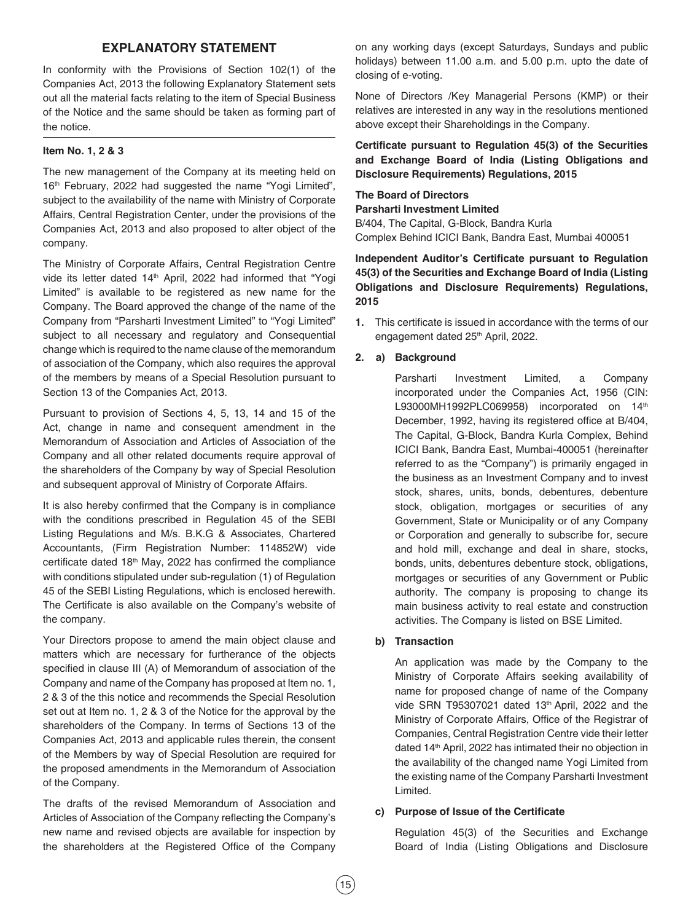## EXPLANATORY STATEMENT

In conformity with the Provisions of Section 102(1) of the Companies Act, 2013 the following Explanatory Statement sets out all the material facts relating to the item of Special Business of the Notice and the same should be taken as forming part of the notice.

**Item No. 1, 2 & 3**

The new management of the Company at its meeting held on 16th February, 2022 had suggested the name "Yogi Limited", subject to the availability of the name with Ministry of Corporate Affairs, Central Registration Center, under the provisions of the Companies Act, 2013 and also proposed to alter object of the company.

The Ministry of Corporate Affairs, Central Registration Centre vide its letter dated 14th April, 2022 had informed that "Yogi Limited" is available to be registered as new name for the Company. The Board approved the change of the name of the Company from "Parsharti Investment Limited" to "Yogi Limited" subject to all necessary and regulatory and Consequential change which is required to the name clause of the memorandum of association of the Company, which also requires the approval of the members by means of a Special Resolution pursuant to Section 13 of the Companies Act, 2013.

Pursuant to provision of Sections 4, 5, 13, 14 and 15 of the Act, change in name and consequent amendment in the Memorandum of Association and Articles of Association of the Company and all other related documents require approval of the shareholders of the Company by way of Special Resolution and subsequent approval of Ministry of Corporate Affairs.

It is also hereby confirmed that the Company is in compliance with the conditions prescribed in Regulation 45 of the SEBI Listing Regulations and M/s. B.K.G & Associates, Chartered Accountants, (Firm Registration Number: 114852W) vide certificate dated 18th May, 2022 has confirmed the compliance with conditions stipulated under sub-regulation (1) of Regulation 45 of the SEBI Listing Regulations, which is enclosed herewith. The Certificate is also available on the Company's website of the company.

Your Directors propose to amend the main object clause and matters which are necessary for furtherance of the objects specified in clause III (A) of Memorandum of association of the Company and name of the Company has proposed at Item no. 1, 2 & 3 of the this notice and recommends the Special Resolution set out at Item no. 1, 2 & 3 of the Notice for the approval by the shareholders of the Company. In terms of Sections 13 of the Companies Act, 2013 and applicable rules therein, the consent of the Members by way of Special Resolution are required for the proposed amendments in the Memorandum of Association of the Company.

The drafts of the revised Memorandum of Association and Articles of Association of the Company reflecting the Company's new name and revised objects are available for inspection by the shareholders at the Registered Office of the Company on any working days (except Saturdays, Sundays and public holidays) between 11.00 a.m. and 5.00 p.m. upto the date of closing of e-voting.

None of Directors /Key Managerial Persons (KMP) or their relatives are interested in any way in the resolutions mentioned above except their Shareholdings in the Company.

**Certificate pursuant to Regulation 45(3) of the Securities and Exchange Board of India (Listing Obligations and Disclosure Requirements) Regulations, 2015**

**The Board of Directors**
**Parsharti Investment Limited**
B/404, The Capital, G-Block, Bandra Kurla
Complex Behind ICICI Bank, Bandra East, Mumbai 400051

**Independent Auditor's Certificate pursuant to Regulation 45(3) of the Securities and Exchange Board of India (Listing Obligations and Disclosure Requirements) Regulations, 2015**

1. This certificate is issued in accordance with the terms of our engagement dated 25th April, 2022.

2. a) **Background**

   Parsharti Investment Limited, a Company incorporated under the Companies Act, 1956 (CIN: L93000MH1992PLC069958) incorporated on 14th December, 1992, having its registered office at B/404, The Capital, G-Block, Bandra Kurla Complex, Behind ICICI Bank, Bandra East, Mumbai-400051 (hereinafter referred to as the "Company") is primarily engaged in the business as an Investment Company and to invest stock, shares, units, bonds, debentures, debenture stock, obligation, mortgages or securities of any Government, State or Municipality or of any Company or Corporation and generally to subscribe for, secure and hold mill, exchange and deal in share, stocks, bonds, units, debentures debenture stock, obligations, mortgages or securities of any Government or Public authority. The company is proposing to change its main business activity to real estate and construction activities. The Company is listed on BSE Limited.

   b) **Transaction**

   An application was made by the Company to the Ministry of Corporate Affairs seeking availability of name for proposed change of name of the Company vide SRN T95307021 dated 13th April, 2022 and the Ministry of Corporate Affairs, Office of the Registrar of Companies, Central Registration Centre vide their letter dated 14th April, 2022 has intimated their no objection in the availability of the changed name Yogi Limited from the existing name of the Company Parsharti Investment Limited.

   c) **Purpose of Issue of the Certificate**

   Regulation 45(3) of the Securities and Exchange Board of India (Listing Obligations and Disclosure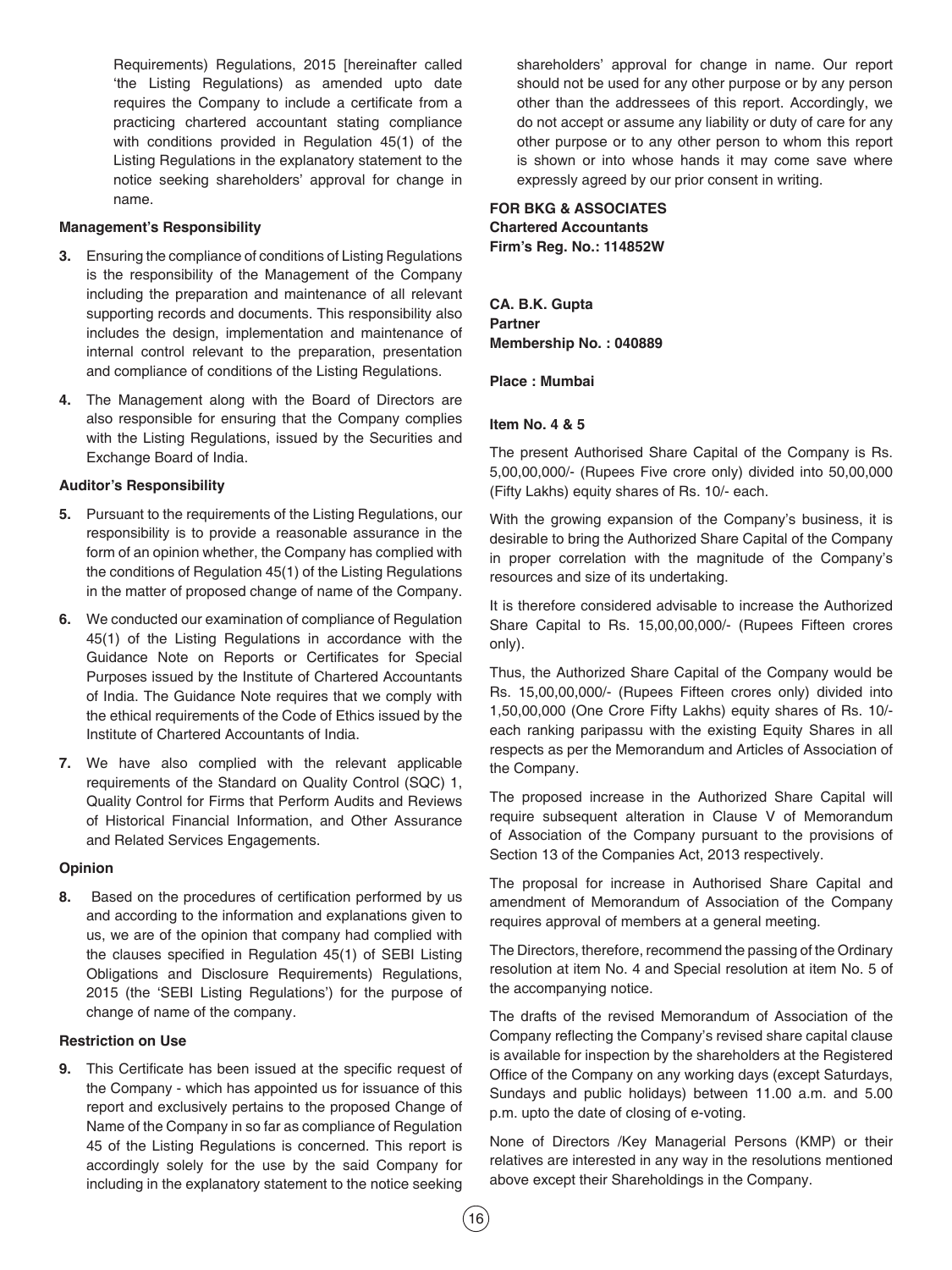Requirements) Regulations, 2015 [hereinafter called 'the Listing Regulations) as amended upto date requires the Company to include a certificate from a practicing chartered accountant stating compliance with conditions provided in Regulation 45(1) of the Listing Regulations in the explanatory statement to the notice seeking shareholders' approval for change in name.

**Management's Responsibility**

**3.** Ensuring the compliance of conditions of Listing Regulations is the responsibility of the Management of the Company including the preparation and maintenance of all relevant supporting records and documents. This responsibility also includes the design, implementation and maintenance of internal control relevant to the preparation, presentation and compliance of conditions of the Listing Regulations.

**4.** The Management along with the Board of Directors are also responsible for ensuring that the Company complies with the Listing Regulations, issued by the Securities and Exchange Board of India.

**Auditor's Responsibility**

**5.** Pursuant to the requirements of the Listing Regulations, our responsibility is to provide a reasonable assurance in the form of an opinion whether, the Company has complied with the conditions of Regulation 45(1) of the Listing Regulations in the matter of proposed change of name of the Company.

**6.** We conducted our examination of compliance of Regulation 45(1) of the Listing Regulations in accordance with the Guidance Note on Reports or Certificates for Special Purposes issued by the Institute of Chartered Accountants of India. The Guidance Note requires that we comply with the ethical requirements of the Code of Ethics issued by the Institute of Chartered Accountants of India.

**7.** We have also complied with the relevant applicable requirements of the Standard on Quality Control (SQC) 1, Quality Control for Firms that Perform Audits and Reviews of Historical Financial Information, and Other Assurance and Related Services Engagements.

**Opinion**

**8.** Based on the procedures of certification performed by us and according to the information and explanations given to us, we are of the opinion that company had complied with the clauses specified in Regulation 45(1) of SEBI Listing Obligations and Disclosure Requirements) Regulations, 2015 (the 'SEBI Listing Regulations') for the purpose of change of name of the company.

**Restriction on Use**

**9.** This Certificate has been issued at the specific request of the Company - which has appointed us for issuance of this report and exclusively pertains to the proposed Change of Name of the Company in so far as compliance of Regulation 45 of the Listing Regulations is concerned. This report is accordingly solely for the use by the said Company for including in the explanatory statement to the notice seeking shareholders' approval for change in name. Our report should not be used for any other purpose or by any person other than the addressees of this report. Accordingly, we do not accept or assume any liability or duty of care for any other purpose or to any other person to whom this report is shown or into whose hands it may come save where expressly agreed by our prior consent in writing.

**FOR BKG & ASSOCIATES**
**Chartered Accountants**
**Firm's Reg. No.: 114852W**

**CA. B.K. Gupta**
**Partner**
**Membership No. : 040889**

**Place : Mumbai**

**Item No. 4 & 5**

The present Authorised Share Capital of the Company is Rs. 5,00,00,000/- (Rupees Five crore only) divided into 50,00,000 (Fifty Lakhs) equity shares of Rs. 10/- each.

With the growing expansion of the Company's business, it is desirable to bring the Authorized Share Capital of the Company in proper correlation with the magnitude of the Company's resources and size of its undertaking.

It is therefore considered advisable to increase the Authorized Share Capital to Rs. 15,00,00,000/- (Rupees Fifteen crores only).

Thus, the Authorized Share Capital of the Company would be Rs. 15,00,00,000/- (Rupees Fifteen crores only) divided into 1,50,00,000 (One Crore Fifty Lakhs) equity shares of Rs. 10/- each ranking paripassu with the existing Equity Shares in all respects as per the Memorandum and Articles of Association of the Company.

The proposed increase in the Authorized Share Capital will require subsequent alteration in Clause V of Memorandum of Association of the Company pursuant to the provisions of Section 13 of the Companies Act, 2013 respectively.

The proposal for increase in Authorised Share Capital and amendment of Memorandum of Association of the Company requires approval of members at a general meeting.

The Directors, therefore, recommend the passing of the Ordinary resolution at item No. 4 and Special resolution at item No. 5 of the accompanying notice.

The drafts of the revised Memorandum of Association of the Company reflecting the Company's revised share capital clause is available for inspection by the shareholders at the Registered Office of the Company on any working days (except Saturdays, Sundays and public holidays) between 11.00 a.m. and 5.00 p.m. upto the date of closing of e-voting.

None of Directors /Key Managerial Persons (KMP) or their relatives are interested in any way in the resolutions mentioned above except their Shareholdings in the Company.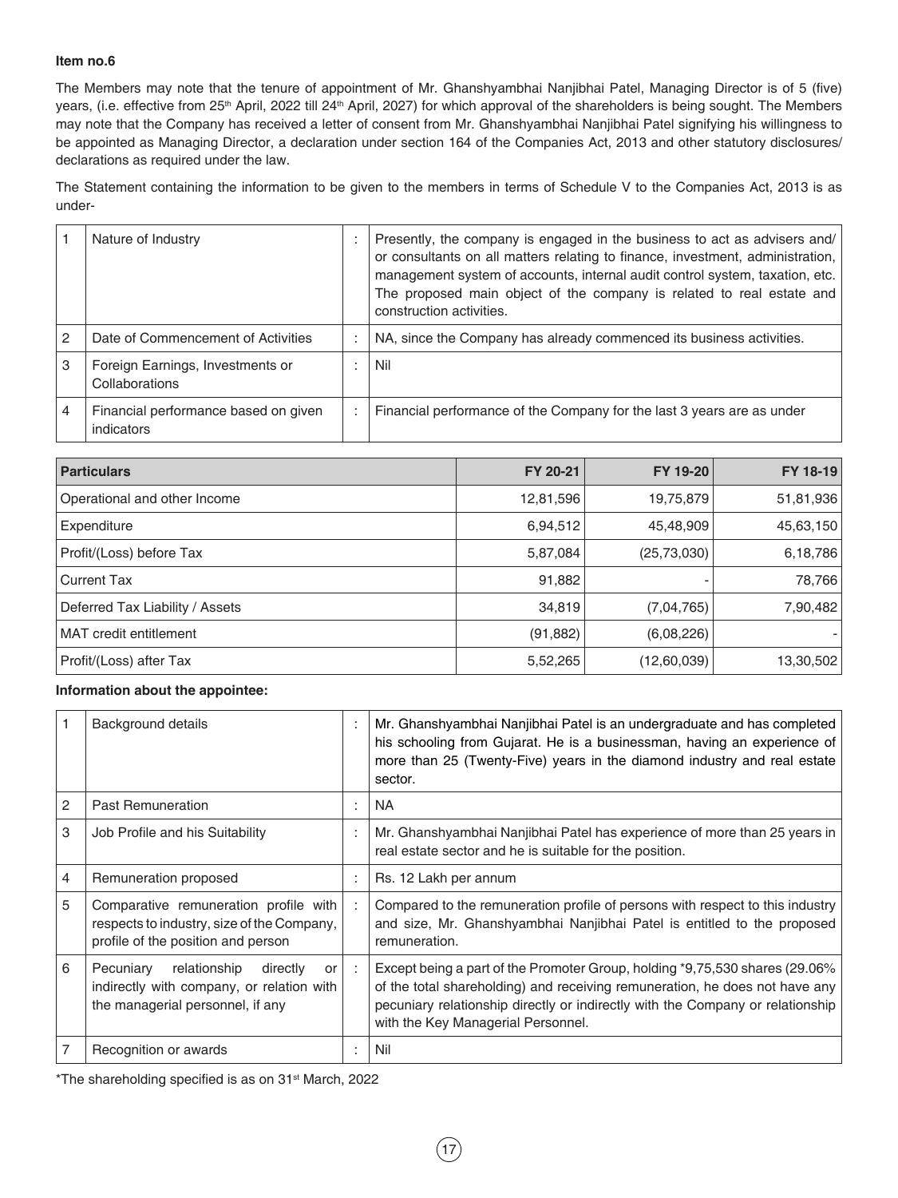**Item no.6**

The Members may note that the tenure of appointment of Mr. Ghanshyambhai Nanjibhai Patel, Managing Director is of 5 (five) years, (i.e. effective from 25th April, 2022 till 24th April, 2027) for which approval of the shareholders is being sought. The Members may note that the Company has received a letter of consent from Mr. Ghanshyambhai Nanjibhai Patel signifying his willingness to be appointed as Managing Director, a declaration under section 164 of the Companies Act, 2013 and other statutory disclosures/ declarations as required under the law.

The Statement containing the information to be given to the members in terms of Schedule V to the Companies Act, 2013 is as under-

| | | | |
|---|---|---|---|
| 1 | Nature of Industry | : | Presently, the company is engaged in the business to act as advisers and/ or consultants on all matters relating to finance, investment, administration, management system of accounts, internal audit control system, taxation, etc. The proposed main object of the company is related to real estate and construction activities. |
| 2 | Date of Commencement of Activities | : | NA, since the Company has already commenced its business activities. |
| 3 | Foreign Earnings, Investments or Collaborations | : | Nil |
| 4 | Financial performance based on given indicators | : | Financial performance of the Company for the last 3 years are as under |

| Particulars | FY 20-21 | FY 19-20 | FY 18-19 |
|---|---|---|---|
| Operational and other Income | 12,81,596 | 19,75,879 | 51,81,936 |
| Expenditure | 6,94,512 | 45,48,909 | 45,63,150 |
| Profit/(Loss) before Tax | 5,87,084 | (25,73,030) | 6,18,786 |
| Current Tax | 91,882 | - | 78,766 |
| Deferred Tax Liability / Assets | 34,819 | (7,04,765) | 7,90,482 |
| MAT credit entitlement | (91,882) | (6,08,226) | - |
| Profit/(Loss) after Tax | 5,52,265 | (12,60,039) | 13,30,502 |

**Information about the appointee:**

| | | | |
|---|---|---|---|
| 1 | Background details | : | Mr. Ghanshyambhai Nanjibhai Patel is an undergraduate and has completed his schooling from Gujarat. He is a businessman, having an experience of more than 25 (Twenty-Five) years in the diamond industry and real estate sector. |
| 2 | Past Remuneration | : | NA |
| 3 | Job Profile and his Suitability | : | Mr. Ghanshyambhai Nanjibhai Patel has experience of more than 25 years in real estate sector and he is suitable for the position. |
| 4 | Remuneration proposed | : | Rs. 12 Lakh per annum |
| 5 | Comparative remuneration profile with respects to industry, size of the Company, profile of the position and person | : | Compared to the remuneration profile of persons with respect to this industry and size, Mr. Ghanshyambhai Nanjibhai Patel is entitled to the proposed remuneration. |
| 6 | Pecuniary relationship directly or indirectly with company, or relation with the managerial personnel, if any | : | Except being a part of the Promoter Group, holding *9,75,530 shares (29.06% of the total shareholding) and receiving remuneration, he does not have any pecuniary relationship directly or indirectly with the Company or relationship with the Key Managerial Personnel. |
| 7 | Recognition or awards | : | Nil |

*The shareholding specified is as on 31st March, 2022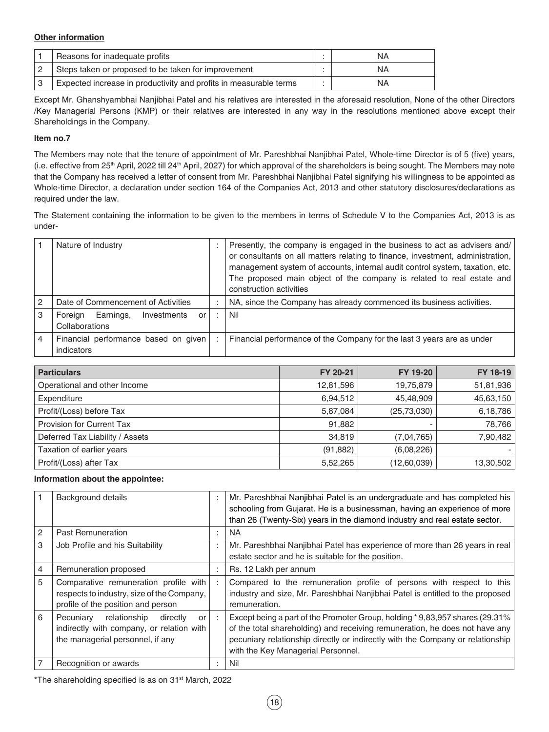**Other information**

| | | | |
|---|---|---|---|
| 1 | Reasons for inadequate profits | : | NA |
| 2 | Steps taken or proposed to be taken for improvement | : | NA |
| 3 | Expected increase in productivity and profits in measurable terms | : | NA |

Except Mr. Ghanshyambhai Nanjibhai Patel and his relatives are interested in the aforesaid resolution, None of the other Directors /Key Managerial Persons (KMP) or their relatives are interested in any way in the resolutions mentioned above except their Shareholdings in the Company.

**Item no.7**

The Members may note that the tenure of appointment of Mr. Pareshbhai Nanjibhai Patel, Whole-time Director is of 5 (five) years, (i.e. effective from 25th April, 2022 till 24th April, 2027) for which approval of the shareholders is being sought. The Members may note that the Company has received a letter of consent from Mr. Pareshbhai Nanjibhai Patel signifying his willingness to be appointed as Whole-time Director, a declaration under section 164 of the Companies Act, 2013 and other statutory disclosures/declarations as required under the law.

The Statement containing the information to be given to the members in terms of Schedule V to the Companies Act, 2013 is as under-

| | | | |
|---|---|---|---|
| 1 | Nature of Industry | : | Presently, the company is engaged in the business to act as advisers and/ or consultants on all matters relating to finance, investment, administration, management system of accounts, internal audit control system, taxation, etc. The proposed main object of the company is related to real estate and construction activities |
| 2 | Date of Commencement of Activities | : | NA, since the Company has already commenced its business activities. |
| 3 | Foreign Earnings, Investments or Collaborations | : | Nil |
| 4 | Financial performance based on given indicators | : | Financial performance of the Company for the last 3 years are as under |

| Particulars | FY 20-21 | FY 19-20 | FY 18-19 |
|---|---|---|---|
| Operational and other Income | 12,81,596 | 19,75,879 | 51,81,936 |
| Expenditure | 6,94,512 | 45,48,909 | 45,63,150 |
| Profit/(Loss) before Tax | 5,87,084 | (25,73,030) | 6,18,786 |
| Provision for Current Tax | 91,882 | - | 78,766 |
| Deferred Tax Liability / Assets | 34,819 | (7,04,765) | 7,90,482 |
| Taxation of earlier years | (91,882) | (6,08,226) | - |
| Profit/(Loss) after Tax | 5,52,265 | (12,60,039) | 13,30,502 |

**Information about the appointee:**

| | | | |
|---|---|---|---|
| 1 | Background details | : | Mr. Pareshbhai Nanjibhai Patel is an undergraduate and has completed his schooling from Gujarat. He is a businessman, having an experience of more than 26 (Twenty-Six) years in the diamond industry and real estate sector. |
| 2 | Past Remuneration | : | NA |
| 3 | Job Profile and his Suitability | : | Mr. Pareshbhai Nanjibhai Patel has experience of more than 26 years in real estate sector and he is suitable for the position. |
| 4 | Remuneration proposed | : | Rs. 12 Lakh per annum |
| 5 | Comparative remuneration profile with respects to industry, size of the Company, profile of the position and person | : | Compared to the remuneration profile of persons with respect to this industry and size, Mr. Pareshbhai Nanjibhai Patel is entitled to the proposed remuneration. |
| 6 | Pecuniary relationship directly or indirectly with company, or relation with the managerial personnel, if any | : | Except being a part of the Promoter Group, holding * 9,83,957 shares (29.31% of the total shareholding) and receiving remuneration, he does not have any pecuniary relationship directly or indirectly with the Company or relationship with the Key Managerial Personnel. |
| 7 | Recognition or awards | : | Nil |

*The shareholding specified is as on 31st March, 2022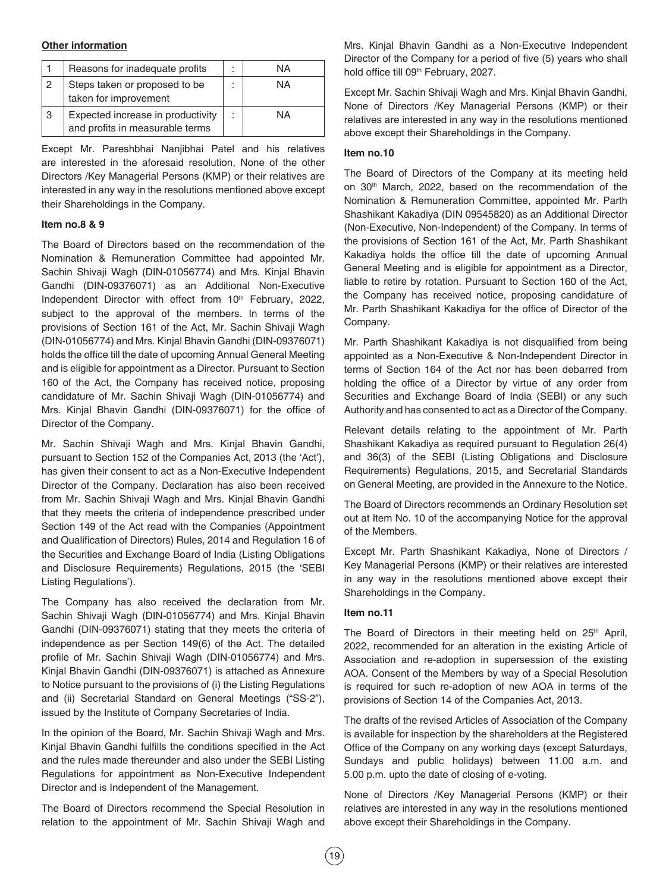**Other information**

| | | | |
|---|---|---|---|
| 1 | Reasons for inadequate profits | : | NA |
| 2 | Steps taken or proposed to be taken for improvement | : | NA |
| 3 | Expected increase in productivity and profits in measurable terms | : | NA |

Except Mr. Pareshbhai Nanjibhai Patel and his relatives are interested in the aforesaid resolution, None of the other Directors /Key Managerial Persons (KMP) or their relatives are interested in any way in the resolutions mentioned above except their Shareholdings in the Company.

**Item no.8 & 9**

The Board of Directors based on the recommendation of the Nomination & Remuneration Committee had appointed Mr. Sachin Shivaji Wagh (DIN-01056774) and Mrs. Kinjal Bhavin Gandhi (DIN-09376071) as an Additional Non-Executive Independent Director with effect from 10th February, 2022, subject to the approval of the members. In terms of the provisions of Section 161 of the Act, Mr. Sachin Shivaji Wagh (DIN-01056774) and Mrs. Kinjal Bhavin Gandhi (DIN-09376071) holds the office till the date of upcoming Annual General Meeting and is eligible for appointment as a Director. Pursuant to Section 160 of the Act, the Company has received notice, proposing candidature of Mr. Sachin Shivaji Wagh (DIN-01056774) and Mrs. Kinjal Bhavin Gandhi (DIN-09376071) for the office of Director of the Company.

Mr. Sachin Shivaji Wagh and Mrs. Kinjal Bhavin Gandhi, pursuant to Section 152 of the Companies Act, 2013 (the 'Act'), has given their consent to act as a Non-Executive Independent Director of the Company. Declaration has also been received from Mr. Sachin Shivaji Wagh and Mrs. Kinjal Bhavin Gandhi that they meets the criteria of independence prescribed under Section 149 of the Act read with the Companies (Appointment and Qualification of Directors) Rules, 2014 and Regulation 16 of the Securities and Exchange Board of India (Listing Obligations and Disclosure Requirements) Regulations, 2015 (the 'SEBI Listing Regulations').

The Company has also received the declaration from Mr. Sachin Shivaji Wagh (DIN-01056774) and Mrs. Kinjal Bhavin Gandhi (DIN-09376071) stating that they meets the criteria of independence as per Section 149(6) of the Act. The detailed profile of Mr. Sachin Shivaji Wagh (DIN-01056774) and Mrs. Kinjal Bhavin Gandhi (DIN-09376071) is attached as Annexure to Notice pursuant to the provisions of (i) the Listing Regulations and (ii) Secretarial Standard on General Meetings ("SS-2"), issued by the Institute of Company Secretaries of India.

In the opinion of the Board, Mr. Sachin Shivaji Wagh and Mrs. Kinjal Bhavin Gandhi fulfills the conditions specified in the Act and the rules made thereunder and also under the SEBI Listing Regulations for appointment as Non-Executive Independent Director and is Independent of the Management.

The Board of Directors recommend the Special Resolution in relation to the appointment of Mr. Sachin Shivaji Wagh and Mrs. Kinjal Bhavin Gandhi as a Non-Executive Independent Director of the Company for a period of five (5) years who shall hold office till 09th February, 2027.

Except Mr. Sachin Shivaji Wagh and Mrs. Kinjal Bhavin Gandhi, None of Directors /Key Managerial Persons (KMP) or their relatives are interested in any way in the resolutions mentioned above except their Shareholdings in the Company.

**Item no.10**

The Board of Directors of the Company at its meeting held on 30th March, 2022, based on the recommendation of the Nomination & Remuneration Committee, appointed Mr. Parth Shashikant Kakadiya (DIN 09545820) as an Additional Director (Non-Executive, Non-Independent) of the Company. In terms of the provisions of Section 161 of the Act, Mr. Parth Shashikant Kakadiya holds the office till the date of upcoming Annual General Meeting and is eligible for appointment as a Director, liable to retire by rotation. Pursuant to Section 160 of the Act, the Company has received notice, proposing candidature of Mr. Parth Shashikant Kakadiya for the office of Director of the Company.

Mr. Parth Shashikant Kakadiya is not disqualified from being appointed as a Non-Executive & Non-Independent Director in terms of Section 164 of the Act nor has been debarred from holding the office of a Director by virtue of any order from Securities and Exchange Board of India (SEBI) or any such Authority and has consented to act as a Director of the Company.

Relevant details relating to the appointment of Mr. Parth Shashikant Kakadiya as required pursuant to Regulation 26(4) and 36(3) of the SEBI (Listing Obligations and Disclosure Requirements) Regulations, 2015, and Secretarial Standards on General Meeting, are provided in the Annexure to the Notice.

The Board of Directors recommends an Ordinary Resolution set out at Item No. 10 of the accompanying Notice for the approval of the Members.

Except Mr. Parth Shashikant Kakadiya, None of Directors / Key Managerial Persons (KMP) or their relatives are interested in any way in the resolutions mentioned above except their Shareholdings in the Company.

**Item no.11**

The Board of Directors in their meeting held on 25th April, 2022, recommended for an alteration in the existing Article of Association and re-adoption in supersession of the existing AOA. Consent of the Members by way of a Special Resolution is required for such re-adoption of new AOA in terms of the provisions of Section 14 of the Companies Act, 2013.

The drafts of the revised Articles of Association of the Company is available for inspection by the shareholders at the Registered Office of the Company on any working days (except Saturdays, Sundays and public holidays) between 11.00 a.m. and 5.00 p.m. upto the date of closing of e-voting.

None of Directors /Key Managerial Persons (KMP) or their relatives are interested in any way in the resolutions mentioned above except their Shareholdings in the Company.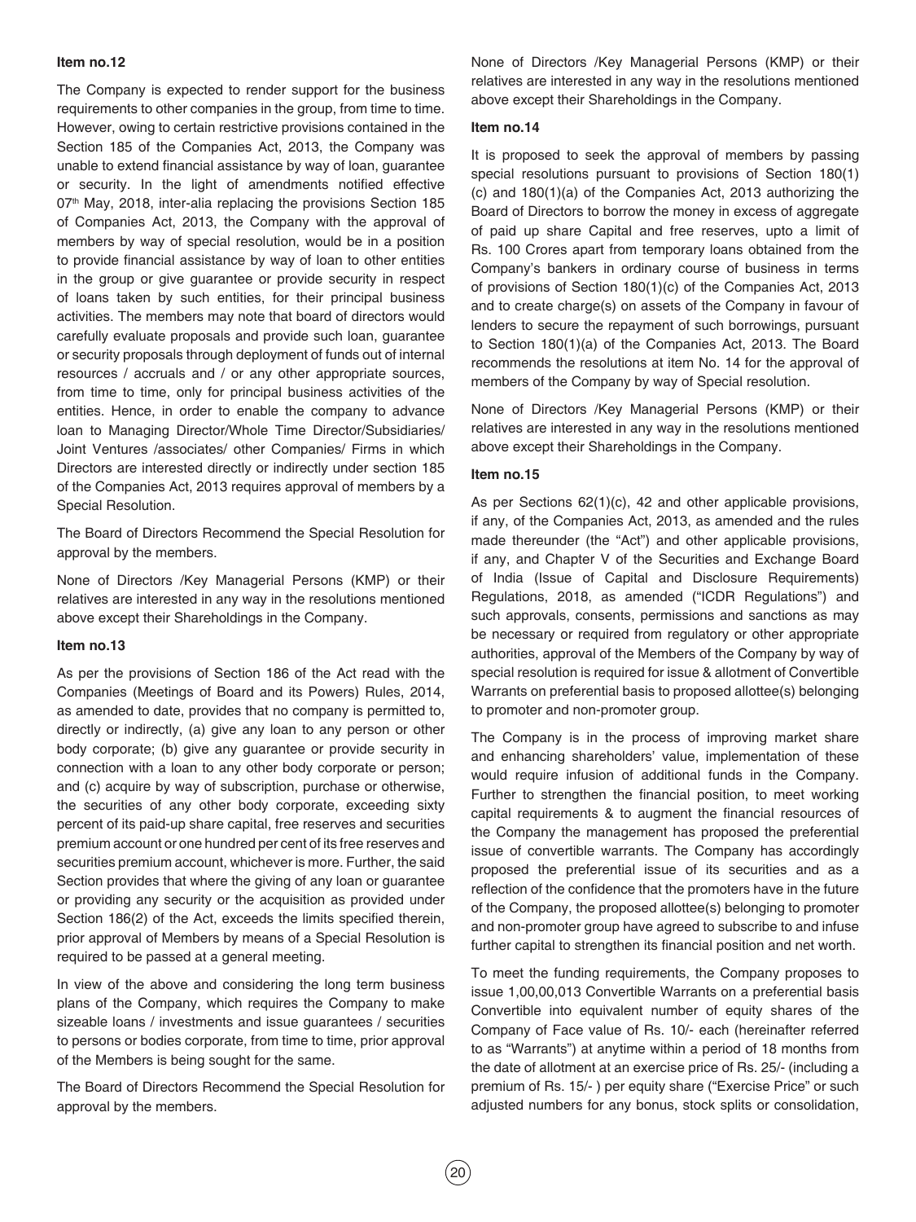**Item no.12**

The Company is expected to render support for the business requirements to other companies in the group, from time to time. However, owing to certain restrictive provisions contained in the Section 185 of the Companies Act, 2013, the Company was unable to extend financial assistance by way of loan, guarantee or security. In the light of amendments notified effective 07th May, 2018, inter-alia replacing the provisions Section 185 of Companies Act, 2013, the Company with the approval of members by way of special resolution, would be in a position to provide financial assistance by way of loan to other entities in the group or give guarantee or provide security in respect of loans taken by such entities, for their principal business activities. The members may note that board of directors would carefully evaluate proposals and provide such loan, guarantee or security proposals through deployment of funds out of internal resources / accruals and / or any other appropriate sources, from time to time, only for principal business activities of the entities. Hence, in order to enable the company to advance loan to Managing Director/Whole Time Director/Subsidiaries/ Joint Ventures /associates/ other Companies/ Firms in which Directors are interested directly or indirectly under section 185 of the Companies Act, 2013 requires approval of members by a Special Resolution.

The Board of Directors Recommend the Special Resolution for approval by the members.

None of Directors /Key Managerial Persons (KMP) or their relatives are interested in any way in the resolutions mentioned above except their Shareholdings in the Company.

**Item no.13**

As per the provisions of Section 186 of the Act read with the Companies (Meetings of Board and its Powers) Rules, 2014, as amended to date, provides that no company is permitted to, directly or indirectly, (a) give any loan to any person or other body corporate; (b) give any guarantee or provide security in connection with a loan to any other body corporate or person; and (c) acquire by way of subscription, purchase or otherwise, the securities of any other body corporate, exceeding sixty percent of its paid-up share capital, free reserves and securities premium account or one hundred per cent of its free reserves and securities premium account, whichever is more. Further, the said Section provides that where the giving of any loan or guarantee or providing any security or the acquisition as provided under Section 186(2) of the Act, exceeds the limits specified therein, prior approval of Members by means of a Special Resolution is required to be passed at a general meeting.

In view of the above and considering the long term business plans of the Company, which requires the Company to make sizeable loans / investments and issue guarantees / securities to persons or bodies corporate, from time to time, prior approval of the Members is being sought for the same.

The Board of Directors Recommend the Special Resolution for approval by the members.

None of Directors /Key Managerial Persons (KMP) or their relatives are interested in any way in the resolutions mentioned above except their Shareholdings in the Company.

**Item no.14**

It is proposed to seek the approval of members by passing special resolutions pursuant to provisions of Section 180(1)(c) and 180(1)(a) of the Companies Act, 2013 authorizing the Board of Directors to borrow the money in excess of aggregate of paid up share Capital and free reserves, upto a limit of Rs. 100 Crores apart from temporary loans obtained from the Company's bankers in ordinary course of business in terms of provisions of Section 180(1)(c) of the Companies Act, 2013 and to create charge(s) on assets of the Company in favour of lenders to secure the repayment of such borrowings, pursuant to Section 180(1)(a) of the Companies Act, 2013. The Board recommends the resolutions at item No. 14 for the approval of members of the Company by way of Special resolution.

None of Directors /Key Managerial Persons (KMP) or their relatives are interested in any way in the resolutions mentioned above except their Shareholdings in the Company.

**Item no.15**

As per Sections 62(1)(c), 42 and other applicable provisions, if any, of the Companies Act, 2013, as amended and the rules made thereunder (the "Act") and other applicable provisions, if any, and Chapter V of the Securities and Exchange Board of India (Issue of Capital and Disclosure Requirements) Regulations, 2018, as amended ("ICDR Regulations") and such approvals, consents, permissions and sanctions as may be necessary or required from regulatory or other appropriate authorities, approval of the Members of the Company by way of special resolution is required for issue & allotment of Convertible Warrants on preferential basis to proposed allottee(s) belonging to promoter and non-promoter group.

The Company is in the process of improving market share and enhancing shareholders' value, implementation of these would require infusion of additional funds in the Company. Further to strengthen the financial position, to meet working capital requirements & to augment the financial resources of the Company the management has proposed the preferential issue of convertible warrants. The Company has accordingly proposed the preferential issue of its securities and as a reflection of the confidence that the promoters have in the future of the Company, the proposed allottee(s) belonging to promoter and non-promoter group have agreed to subscribe to and infuse further capital to strengthen its financial position and net worth.

To meet the funding requirements, the Company proposes to issue 1,00,00,013 Convertible Warrants on a preferential basis Convertible into equivalent number of equity shares of the Company of Face value of Rs. 10/- each (hereinafter referred to as "Warrants") at anytime within a period of 18 months from the date of allotment at an exercise price of Rs. 25/- (including a premium of Rs. 15/- ) per equity share ("Exercise Price" or such adjusted numbers for any bonus, stock splits or consolidation,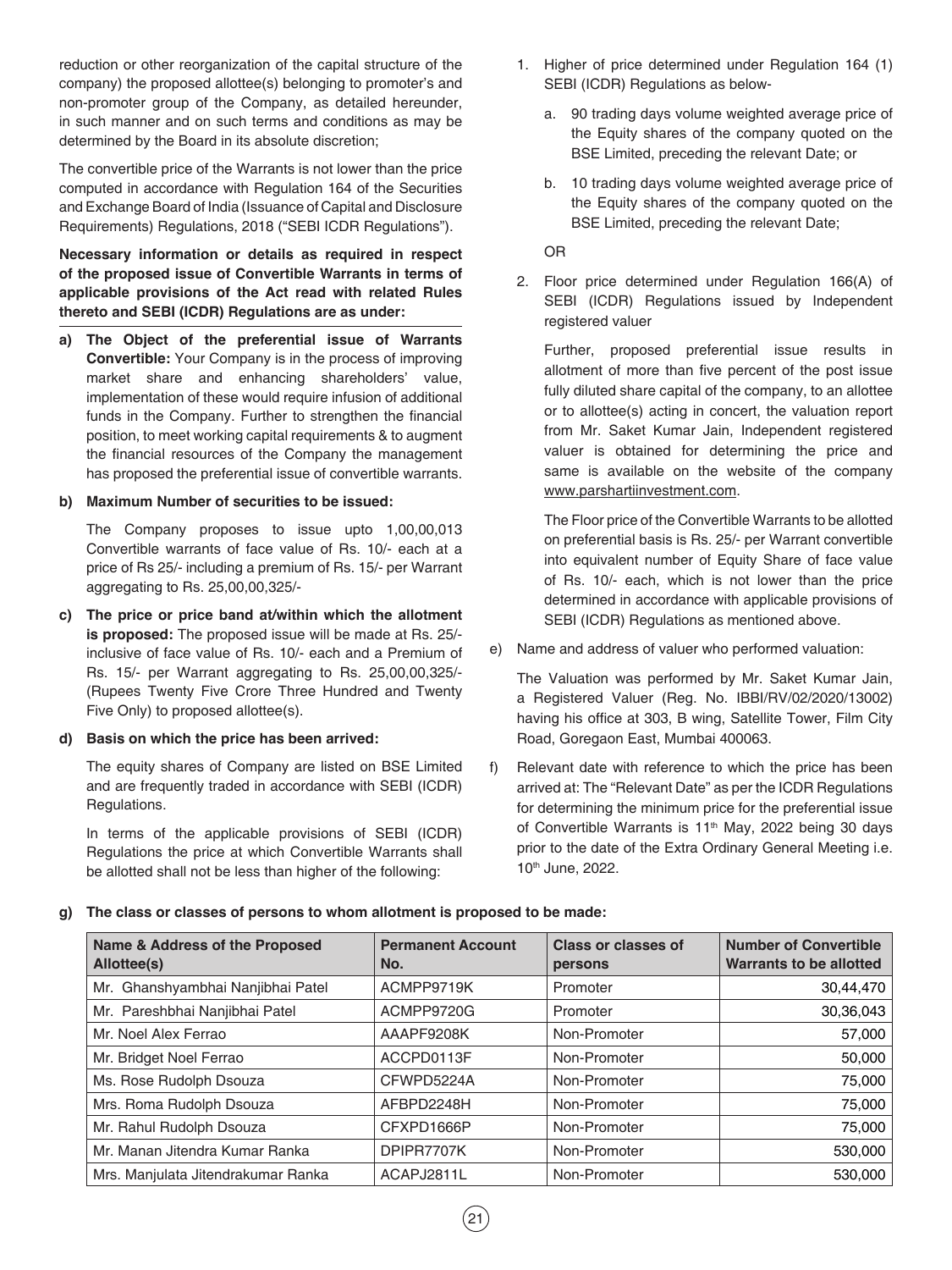reduction or other reorganization of the capital structure of the company) the proposed allottee(s) belonging to promoter's and non-promoter group of the Company, as detailed hereunder, in such manner and on such terms and conditions as may be determined by the Board in its absolute discretion;

The convertible price of the Warrants is not lower than the price computed in accordance with Regulation 164 of the Securities and Exchange Board of India (Issuance of Capital and Disclosure Requirements) Regulations, 2018 ("SEBI ICDR Regulations").

**Necessary information or details as required in respect of the proposed issue of Convertible Warrants in terms of applicable provisions of the Act read with related Rules thereto and SEBI (ICDR) Regulations are as under:**

a) **The Object of the preferential issue of Warrants Convertible:** Your Company is in the process of improving market share and enhancing shareholders' value, implementation of these would require infusion of additional funds in the Company. Further to strengthen the financial position, to meet working capital requirements & to augment the financial resources of the Company the management has proposed the preferential issue of convertible warrants.

b) **Maximum Number of securities to be issued:**

The Company proposes to issue upto 1,00,00,013 Convertible warrants of face value of Rs. 10/- each at a price of Rs 25/- including a premium of Rs. 15/- per Warrant aggregating to Rs. 25,00,00,325/-

c) **The price or price band at/within which the allotment is proposed:** The proposed issue will be made at Rs. 25/- inclusive of face value of Rs. 10/- each and a Premium of Rs. 15/- per Warrant aggregating to Rs. 25,00,00,325/- (Rupees Twenty Five Crore Three Hundred and Twenty Five Only) to proposed allottee(s).

d) **Basis on which the price has been arrived:**

The equity shares of Company are listed on BSE Limited and are frequently traded in accordance with SEBI (ICDR) Regulations.

In terms of the applicable provisions of SEBI (ICDR) Regulations the price at which Convertible Warrants shall be allotted shall not be less than higher of the following:

1. Higher of price determined under Regulation 164 (1) SEBI (ICDR) Regulations as below-
   a. 90 trading days volume weighted average price of the Equity shares of the company quoted on the BSE Limited, preceding the relevant Date; or
   b. 10 trading days volume weighted average price of the Equity shares of the company quoted on the BSE Limited, preceding the relevant Date;

   OR

2. Floor price determined under Regulation 166(A) of SEBI (ICDR) Regulations issued by Independent registered valuer

   Further, proposed preferential issue results in allotment of more than five percent of the post issue fully diluted share capital of the company, to an allottee or to allottee(s) acting in concert, the valuation report from Mr. Saket Kumar Jain, Independent registered valuer is obtained for determining the price and same is available on the website of the company www.parshartiinvestment.com.

   The Floor price of the Convertible Warrants to be allotted on preferential basis is Rs. 25/- per Warrant convertible into equivalent number of Equity Share of face value of Rs. 10/- each, which is not lower than the price determined in accordance with applicable provisions of SEBI (ICDR) Regulations as mentioned above.

e) Name and address of valuer who performed valuation:

The Valuation was performed by Mr. Saket Kumar Jain, a Registered Valuer (Reg. No. IBBI/RV/02/2020/13002) having his office at 303, B wing, Satellite Tower, Film City Road, Goregaon East, Mumbai 400063.

f) Relevant date with reference to which the price has been arrived at: The "Relevant Date" as per the ICDR Regulations for determining the minimum price for the preferential issue of Convertible Warrants is 11th May, 2022 being 30 days prior to the date of the Extra Ordinary General Meeting i.e. 10th June, 2022.

g) **The class or classes of persons to whom allotment is proposed to be made:**

| Name & Address of the Proposed Allottee(s) | Permanent Account No. | Class or classes of persons | Number of Convertible Warrants to be allotted |
|---|---|---|---|
| Mr. Ghanshyambhai Nanjibhai Patel | ACMPP9719K | Promoter | 30,44,470 |
| Mr. Pareshbhai Nanjibhai Patel | ACMPP9720G | Promoter | 30,36,043 |
| Mr. Noel Alex Ferrao | AAAPF9208K | Non-Promoter | 57,000 |
| Mr. Bridget Noel Ferrao | ACCPD0113F | Non-Promoter | 50,000 |
| Ms. Rose Rudolph Dsouza | CFWPD5224A | Non-Promoter | 75,000 |
| Mrs. Roma Rudolph Dsouza | AFBPD2248H | Non-Promoter | 75,000 |
| Mr. Rahul Rudolph Dsouza | CFXPD1666P | Non-Promoter | 75,000 |
| Mr. Manan Jitendra Kumar Ranka | DPIPR7707K | Non-Promoter | 530,000 |
| Mrs. Manjulata Jitendrakumar Ranka | ACAPJ2811L | Non-Promoter | 530,000 |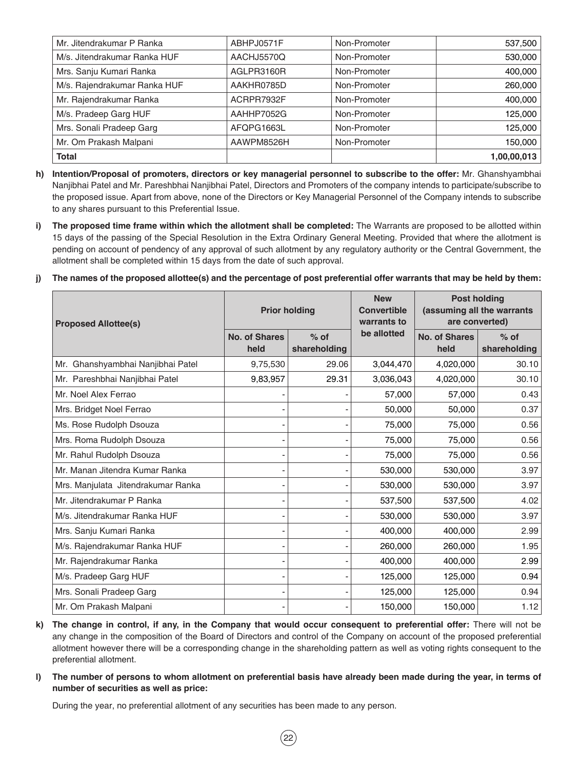| Mr. Jitendrakumar P Ranka | ABHPJ0571F | Non-Promoter | 537,500 |
|---|---|---|---|
| M/s. Jitendrakumar Ranka HUF | AACHJ5570Q | Non-Promoter | 530,000 |
| Mrs. Sanju Kumari Ranka | AGLPR3160R | Non-Promoter | 400,000 |
| M/s. Rajendrakumar Ranka HUF | AAKHR0785D | Non-Promoter | 260,000 |
| Mr. Rajendrakumar Ranka | ACRPR7932F | Non-Promoter | 400,000 |
| M/s. Pradeep Garg HUF | AAHHP7052G | Non-Promoter | 125,000 |
| Mrs. Sonali Pradeep Garg | AFQPG1663L | Non-Promoter | 125,000 |
| Mr. Om Prakash Malpani | AAWPM8526H | Non-Promoter | 150,000 |
| **Total** | | | **1,00,00,013** |

**h) Intention/Proposal of promoters, directors or key managerial personnel to subscribe to the offer:** Mr. Ghanshyambhai Nanjibhai Patel and Mr. Pareshbhai Nanjibhai Patel, Directors and Promoters of the company intends to participate/subscribe to the proposed issue. Apart from above, none of the Directors or Key Managerial Personnel of the Company intends to subscribe to any shares pursuant to this Preferential Issue.

**i) The proposed time frame within which the allotment shall be completed:** The Warrants are proposed to be allotted within 15 days of the passing of the Special Resolution in the Extra Ordinary General Meeting. Provided that where the allotment is pending on account of pendency of any approval of such allotment by any regulatory authority or the Central Government, the allotment shall be completed within 15 days from the date of such approval.

**j) The names of the proposed allottee(s) and the percentage of post preferential offer warrants that may be held by them:**

| Proposed Allottee(s) | Prior holding | | New Convertible warrants to be allotted | Post holding (assuming all the warrants are converted) | |
|---|---|---|---|---|---|
| | No. of Shares held | % of shareholding | | No. of Shares held | % of shareholding |
| Mr. Ghanshyambhai Nanjibhai Patel | 9,75,530 | 29.06 | 3,044,470 | 4,020,000 | 30.10 |
| Mr. Pareshbhai Nanjibhai Patel | 9,83,957 | 29.31 | 3,036,043 | 4,020,000 | 30.10 |
| Mr. Noel Alex Ferrao | - | - | 57,000 | 57,000 | 0.43 |
| Mrs. Bridget Noel Ferrao | - | - | 50,000 | 50,000 | 0.37 |
| Ms. Rose Rudolph Dsouza | - | - | 75,000 | 75,000 | 0.56 |
| Mrs. Roma Rudolph Dsouza | - | - | 75,000 | 75,000 | 0.56 |
| Mr. Rahul Rudolph Dsouza | - | - | 75,000 | 75,000 | 0.56 |
| Mr. Manan Jitendra Kumar Ranka | - | - | 530,000 | 530,000 | 3.97 |
| Mrs. Manjulata Jitendrakumar Ranka | - | - | 530,000 | 530,000 | 3.97 |
| Mr. Jitendrakumar P Ranka | - | - | 537,500 | 537,500 | 4.02 |
| M/s. Jitendrakumar Ranka HUF | - | - | 530,000 | 530,000 | 3.97 |
| Mrs. Sanju Kumari Ranka | - | - | 400,000 | 400,000 | 2.99 |
| M/s. Rajendrakumar Ranka HUF | - | - | 260,000 | 260,000 | 1.95 |
| Mr. Rajendrakumar Ranka | - | - | 400,000 | 400,000 | 2.99 |
| M/s. Pradeep Garg HUF | - | - | 125,000 | 125,000 | 0.94 |
| Mrs. Sonali Pradeep Garg | - | - | 125,000 | 125,000 | 0.94 |
| Mr. Om Prakash Malpani | - | - | 150,000 | 150,000 | 1.12 |

**k) The change in control, if any, in the Company that would occur consequent to preferential offer:** There will not be any change in the composition of the Board of Directors and control of the Company on account of the proposed preferential allotment however there will be a corresponding change in the shareholding pattern as well as voting rights consequent to the preferential allotment.

**l) The number of persons to whom allotment on preferential basis have already been made during the year, in terms of number of securities as well as price:**

During the year, no preferential allotment of any securities has been made to any person.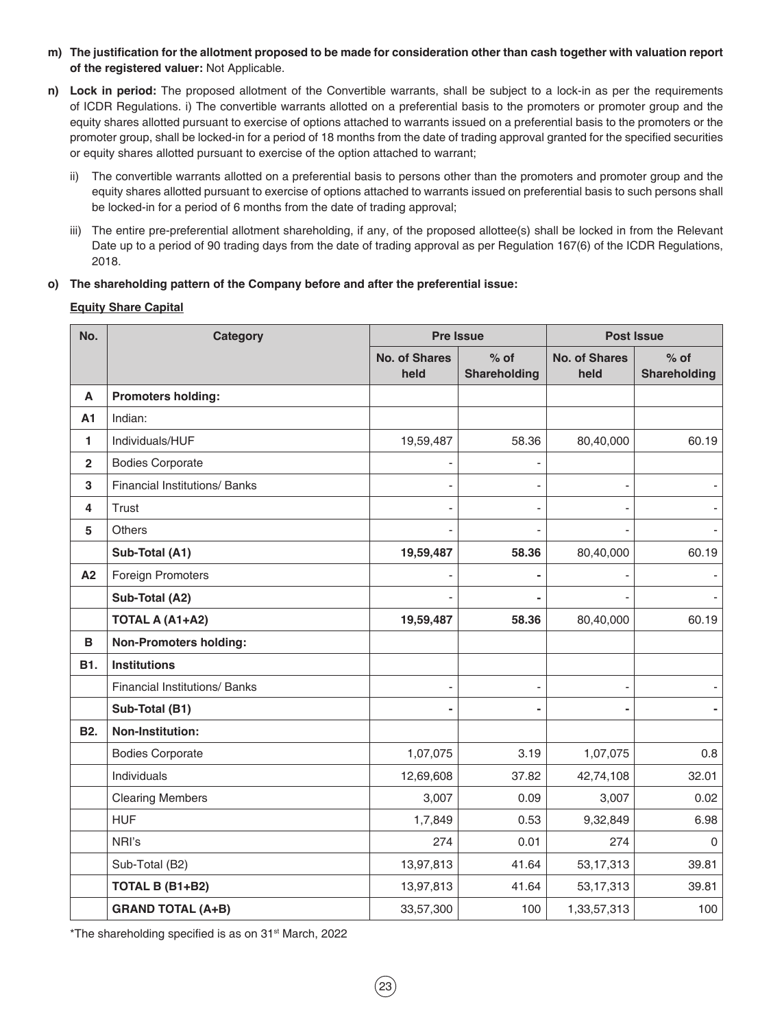**m) The justification for the allotment proposed to be made for consideration other than cash together with valuation report of the registered valuer:** Not Applicable.

**n) Lock in period:** The proposed allotment of the Convertible warrants, shall be subject to a lock-in as per the requirements of ICDR Regulations. i) The convertible warrants allotted on a preferential basis to the promoters or promoter group and the equity shares allotted pursuant to exercise of options attached to warrants issued on a preferential basis to the promoters or the promoter group, shall be locked-in for a period of 18 months from the date of trading approval granted for the specified securities or equity shares allotted pursuant to exercise of the option attached to warrant;

ii) The convertible warrants allotted on a preferential basis to persons other than the promoters and promoter group and the equity shares allotted pursuant to exercise of options attached to warrants issued on preferential basis to such persons shall be locked-in for a period of 6 months from the date of trading approval;

iii) The entire pre-preferential allotment shareholding, if any, of the proposed allottee(s) shall be locked in from the Relevant Date up to a period of 90 trading days from the date of trading approval as per Regulation 167(6) of the ICDR Regulations, 2018.

**o) The shareholding pattern of the Company before and after the preferential issue:**

**Equity Share Capital**

| No. | Category | Pre Issue | | Post Issue | |
|---|---|---|---|---|---|
| | | **No. of Shares held** | **% of Shareholding** | **No. of Shares held** | **% of Shareholding** |
| **A** | **Promoters holding:** | | | | |
| **A1** | Indian: | | | | |
| **1** | Individuals/HUF | 19,59,487 | 58.36 | 80,40,000 | 60.19 |
| **2** | Bodies Corporate | - | - | | |
| **3** | Financial Institutions/ Banks | - | - | - | - |
| **4** | Trust | - | - | - | - |
| **5** | Others | - | - | - | - |
| | **Sub-Total (A1)** | **19,59,487** | **58.36** | 80,40,000 | 60.19 |
| **A2** | Foreign Promoters | - | - | - | - |
| | **Sub-Total (A2)** | - | - | - | - |
| | **TOTAL A (A1+A2)** | **19,59,487** | **58.36** | 80,40,000 | 60.19 |
| **B** | **Non-Promoters holding:** | | | | |
| **B1.** | **Institutions** | | | | |
| | Financial Institutions/ Banks | - | - | - | - |
| | **Sub-Total (B1)** | **-** | **-** | **-** | **-** |
| **B2.** | **Non-Institution:** | | | | |
| | Bodies Corporate | 1,07,075 | 3.19 | 1,07,075 | 0.8 |
| | Individuals | 12,69,608 | 37.82 | 42,74,108 | 32.01 |
| | Clearing Members | 3,007 | 0.09 | 3,007 | 0.02 |
| | HUF | 1,7,849 | 0.53 | 9,32,849 | 6.98 |
| | NRI's | 274 | 0.01 | 274 | 0 |
| | Sub-Total (B2) | 13,97,813 | 41.64 | 53,17,313 | 39.81 |
| | **TOTAL B (B1+B2)** | 13,97,813 | 41.64 | 53,17,313 | 39.81 |
| | **GRAND TOTAL (A+B)** | 33,57,300 | 100 | 1,33,57,313 | 100 |

*The shareholding specified is as on 31st March, 2022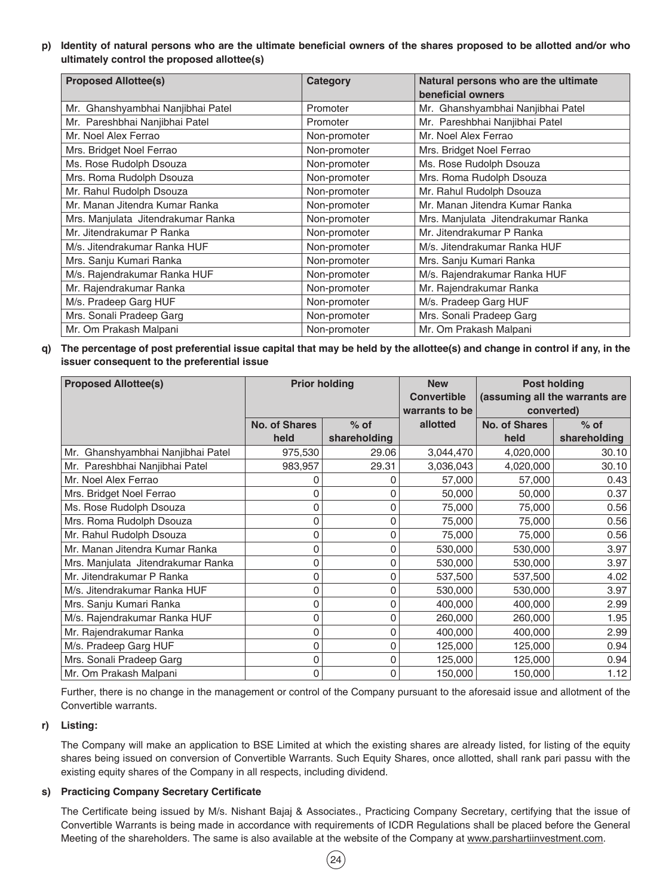**p) Identity of natural persons who are the ultimate beneficial owners of the shares proposed to be allotted and/or who ultimately control the proposed allottee(s)**

| Proposed Allottee(s) | Category | Natural persons who are the ultimate beneficial owners |
|---|---|---|
| Mr. Ghanshyambhai Nanjibhai Patel | Promoter | Mr. Ghanshyambhai Nanjibhai Patel |
| Mr. Pareshbhai Nanjibhai Patel | Promoter | Mr. Pareshbhai Nanjibhai Patel |
| Mr. Noel Alex Ferrao | Non-promoter | Mr. Noel Alex Ferrao |
| Mrs. Bridget Noel Ferrao | Non-promoter | Mrs. Bridget Noel Ferrao |
| Ms. Rose Rudolph Dsouza | Non-promoter | Ms. Rose Rudolph Dsouza |
| Mrs. Roma Rudolph Dsouza | Non-promoter | Mrs. Roma Rudolph Dsouza |
| Mr. Rahul Rudolph Dsouza | Non-promoter | Mr. Rahul Rudolph Dsouza |
| Mr. Manan Jitendra Kumar Ranka | Non-promoter | Mr. Manan Jitendra Kumar Ranka |
| Mrs. Manjulata Jitendrakumar Ranka | Non-promoter | Mrs. Manjulata Jitendrakumar Ranka |
| Mr. Jitendrakumar P Ranka | Non-promoter | Mr. Jitendrakumar P Ranka |
| M/s. Jitendrakumar Ranka HUF | Non-promoter | M/s. Jitendrakumar Ranka HUF |
| Mrs. Sanju Kumari Ranka | Non-promoter | Mrs. Sanju Kumari Ranka |
| M/s. Rajendrakumar Ranka HUF | Non-promoter | M/s. Rajendrakumar Ranka HUF |
| Mr. Rajendrakumar Ranka | Non-promoter | Mr. Rajendrakumar Ranka |
| M/s. Pradeep Garg HUF | Non-promoter | M/s. Pradeep Garg HUF |
| Mrs. Sonali Pradeep Garg | Non-promoter | Mrs. Sonali Pradeep Garg |
| Mr. Om Prakash Malpani | Non-promoter | Mr. Om Prakash Malpani |

**q) The percentage of post preferential issue capital that may be held by the allottee(s) and change in control if any, in the issuer consequent to the preferential issue**

| Proposed Allottee(s) | Prior holding | | New Convertible warrants to be allotted | Post holding (assuming all the warrants are converted) | |
|---|---|---|---|---|---|
| | No. of Shares held | % of shareholding | | No. of Shares held | % of shareholding |
| Mr. Ghanshyambhai Nanjibhai Patel | 975,530 | 29.06 | 3,044,470 | 4,020,000 | 30.10 |
| Mr. Pareshbhai Nanjibhai Patel | 983,957 | 29.31 | 3,036,043 | 4,020,000 | 30.10 |
| Mr. Noel Alex Ferrao | 0 | 0 | 57,000 | 57,000 | 0.43 |
| Mrs. Bridget Noel Ferrao | 0 | 0 | 50,000 | 50,000 | 0.37 |
| Ms. Rose Rudolph Dsouza | 0 | 0 | 75,000 | 75,000 | 0.56 |
| Mrs. Roma Rudolph Dsouza | 0 | 0 | 75,000 | 75,000 | 0.56 |
| Mr. Rahul Rudolph Dsouza | 0 | 0 | 75,000 | 75,000 | 0.56 |
| Mr. Manan Jitendra Kumar Ranka | 0 | 0 | 530,000 | 530,000 | 3.97 |
| Mrs. Manjulata Jitendrakumar Ranka | 0 | 0 | 530,000 | 530,000 | 3.97 |
| Mr. Jitendrakumar P Ranka | 0 | 0 | 537,500 | 537,500 | 4.02 |
| M/s. Jitendrakumar Ranka HUF | 0 | 0 | 530,000 | 530,000 | 3.97 |
| Mrs. Sanju Kumari Ranka | 0 | 0 | 400,000 | 400,000 | 2.99 |
| M/s. Rajendrakumar Ranka HUF | 0 | 0 | 260,000 | 260,000 | 1.95 |
| Mr. Rajendrakumar Ranka | 0 | 0 | 400,000 | 400,000 | 2.99 |
| M/s. Pradeep Garg HUF | 0 | 0 | 125,000 | 125,000 | 0.94 |
| Mrs. Sonali Pradeep Garg | 0 | 0 | 125,000 | 125,000 | 0.94 |
| Mr. Om Prakash Malpani | 0 | 0 | 150,000 | 150,000 | 1.12 |

Further, there is no change in the management or control of the Company pursuant to the aforesaid issue and allotment of the Convertible warrants.

**r) Listing:**

The Company will make an application to BSE Limited at which the existing shares are already listed, for listing of the equity shares being issued on conversion of Convertible Warrants. Such Equity Shares, once allotted, shall rank pari passu with the existing equity shares of the Company in all respects, including dividend.

**s) Practicing Company Secretary Certificate**

The Certificate being issued by M/s. Nishant Bajaj & Associates., Practicing Company Secretary, certifying that the issue of Convertible Warrants is being made in accordance with requirements of ICDR Regulations shall be placed before the General Meeting of the shareholders. The same is also available at the website of the Company at www.parshartiinvestment.com.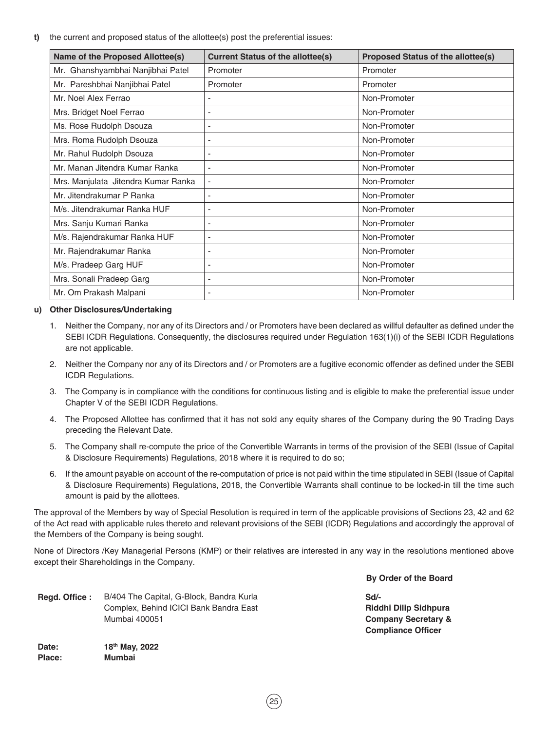**t)** the current and proposed status of the allottee(s) post the preferential issues:

| Name of the Proposed Allottee(s) | Current Status of the allottee(s) | Proposed Status of the allottee(s) |
|---|---|---|
| Mr. Ghanshyambhai Nanjibhai Patel | Promoter | Promoter |
| Mr. Pareshbhai Nanjibhai Patel | Promoter | Promoter |
| Mr. Noel Alex Ferrao | - | Non-Promoter |
| Mrs. Bridget Noel Ferrao | - | Non-Promoter |
| Ms. Rose Rudolph Dsouza | - | Non-Promoter |
| Mrs. Roma Rudolph Dsouza | - | Non-Promoter |
| Mr. Rahul Rudolph Dsouza | - | Non-Promoter |
| Mr. Manan Jitendra Kumar Ranka | - | Non-Promoter |
| Mrs. Manjulata Jitendra Kumar Ranka | - | Non-Promoter |
| Mr. Jitendrakumar P Ranka | - | Non-Promoter |
| M/s. Jitendrakumar Ranka HUF | - | Non-Promoter |
| Mrs. Sanju Kumari Ranka | - | Non-Promoter |
| M/s. Rajendrakumar Ranka HUF | - | Non-Promoter |
| Mr. Rajendrakumar Ranka | - | Non-Promoter |
| M/s. Pradeep Garg HUF | - | Non-Promoter |
| Mrs. Sonali Pradeep Garg | - | Non-Promoter |
| Mr. Om Prakash Malpani | - | Non-Promoter |

**u) Other Disclosures/Undertaking**

1. Neither the Company, nor any of its Directors and / or Promoters have been declared as willful defaulter as defined under the SEBI ICDR Regulations. Consequently, the disclosures required under Regulation 163(1)(i) of the SEBI ICDR Regulations are not applicable.
2. Neither the Company nor any of its Directors and / or Promoters are a fugitive economic offender as defined under the SEBI ICDR Regulations.
3. The Company is in compliance with the conditions for continuous listing and is eligible to make the preferential issue under Chapter V of the SEBI ICDR Regulations.
4. The Proposed Allottee has confirmed that it has not sold any equity shares of the Company during the 90 Trading Days preceding the Relevant Date.
5. The Company shall re-compute the price of the Convertible Warrants in terms of the provision of the SEBI (Issue of Capital & Disclosure Requirements) Regulations, 2018 where it is required to do so;
6. If the amount payable on account of the re-computation of price is not paid within the time stipulated in SEBI (Issue of Capital & Disclosure Requirements) Regulations, 2018, the Convertible Warrants shall continue to be locked-in till the time such amount is paid by the allottees.

The approval of the Members by way of Special Resolution is required in term of the applicable provisions of Sections 23, 42 and 62 of the Act read with applicable rules thereto and relevant provisions of the SEBI (ICDR) Regulations and accordingly the approval of the Members of the Company is being sought.

None of Directors /Key Managerial Persons (KMP) or their relatives are interested in any way in the resolutions mentioned above except their Shareholdings in the Company.

**By Order of the Board**

**Regd. Office :** B/404 The Capital, G-Block, Bandra Kurla Complex, Behind ICICI Bank Bandra East Mumbai 400051

**Sd/-**
**Riddhi Dilip Sidhpura**
**Company Secretary & Compliance Officer**

**Date:** **18th May, 2022**
**Place:** **Mumbai**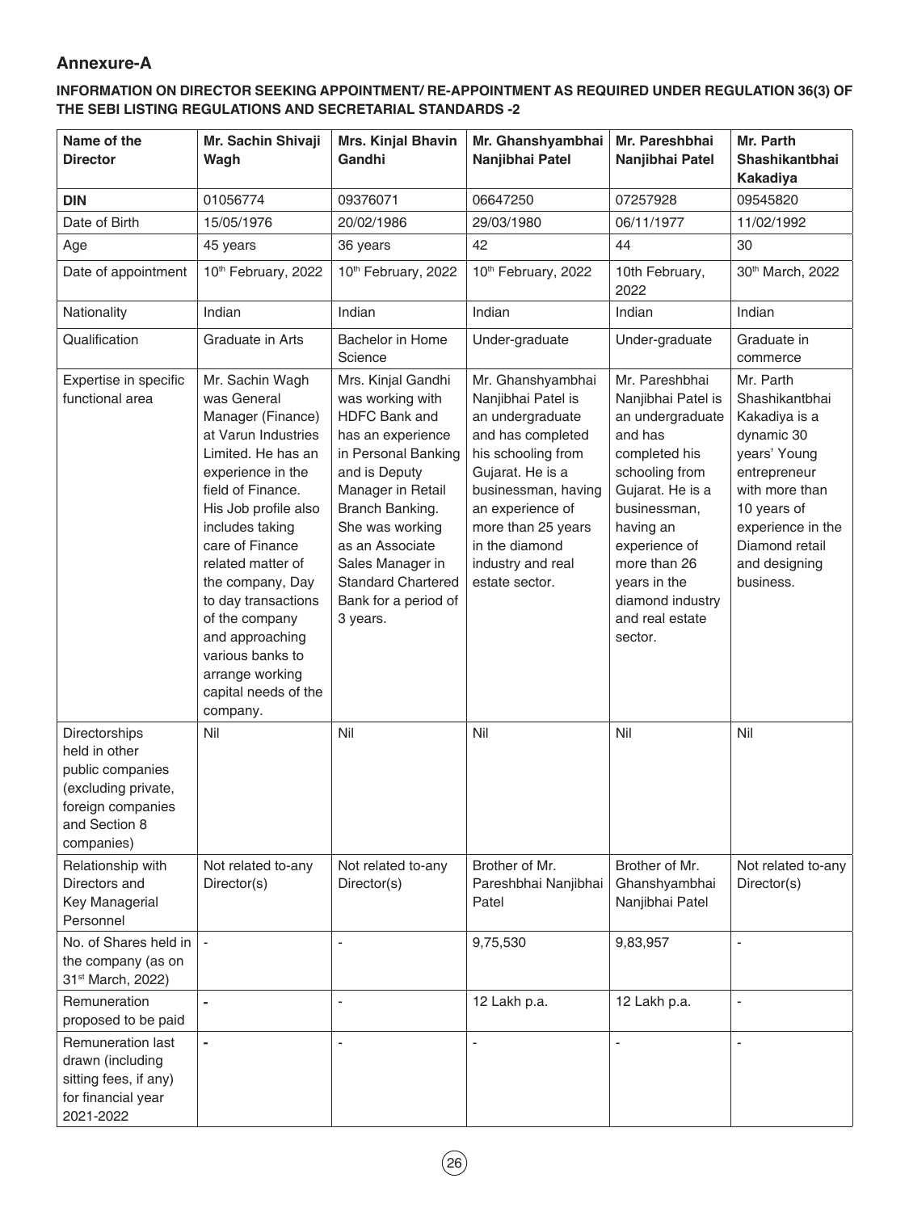## Annexure-A

**INFORMATION ON DIRECTOR SEEKING APPOINTMENT/ RE-APPOINTMENT AS REQUIRED UNDER REGULATION 36(3) OF THE SEBI LISTING REGULATIONS AND SECRETARIAL STANDARDS -2**

| Name of the Director | Mr. Sachin Shivaji Wagh | Mrs. Kinjal Bhavin Gandhi | Mr. Ghanshyambhai Nanjibhai Patel | Mr. Pareshbhai Nanjibhai Patel | Mr. Parth Shashikantbhai Kakadiya |
|---|---|---|---|---|---|
| **DIN** | 01056774 | 09376071 | 06647250 | 07257928 | 09545820 |
| Date of Birth | 15/05/1976 | 20/02/1986 | 29/03/1980 | 06/11/1977 | 11/02/1992 |
| Age | 45 years | 36 years | 42 | 44 | 30 |
| Date of appointment | 10th February, 2022 | 10th February, 2022 | 10th February, 2022 | 10th February, 2022 | 30th March, 2022 |
| Nationality | Indian | Indian | Indian | Indian | Indian |
| Qualification | Graduate in Arts | Bachelor in Home Science | Under-graduate | Under-graduate | Graduate in commerce |
| Expertise in specific functional area | Mr. Sachin Wagh was General Manager (Finance) at Varun Industries Limited. He has an experience in the field of Finance. His Job profile also includes taking care of Finance related matter of the company, Day to day transactions of the company and approaching various banks to arrange working capital needs of the company. | Mrs. Kinjal Gandhi was working with HDFC Bank and has an experience in Personal Banking and is Deputy Manager in Retail Branch Banking. She was working as an Associate Sales Manager in Standard Chartered Bank for a period of 3 years. | Mr. Ghanshyambhai Nanjibhai Patel is an undergraduate and has completed his schooling from Gujarat. He is a businessman, having an experience of more than 25 years in the diamond industry and real estate sector. | Mr. Pareshbhai Nanjibhai Patel is an undergraduate and has completed his schooling from Gujarat. He is a businessman, having an experience of more than 26 years in the diamond industry and real estate sector. | Mr. Parth Shashikantbhai Kakadiya is a dynamic 30 years' Young entrepreneur with more than 10 years of experience in the Diamond retail and designing business. |
| Directorships held in other public companies (excluding private, foreign companies and Section 8 companies) | Nil | Nil | Nil | Nil | Nil |
| Relationship with Directors and Key Managerial Personnel | Not related to-any Director(s) | Not related to-any Director(s) | Brother of Mr. Pareshbhai Nanjibhai Patel | Brother of Mr. Ghanshyambhai Nanjibhai Patel | Not related to-any Director(s) |
| No. of Shares held in the company (as on 31st March, 2022) | - | - | 9,75,530 | 9,83,957 | - |
| Remuneration proposed to be paid | - | - | 12 Lakh p.a. | 12 Lakh p.a. | - |
| Remuneration last drawn (including sitting fees, if any) for financial year 2021-2022 | - | - | - | - | - |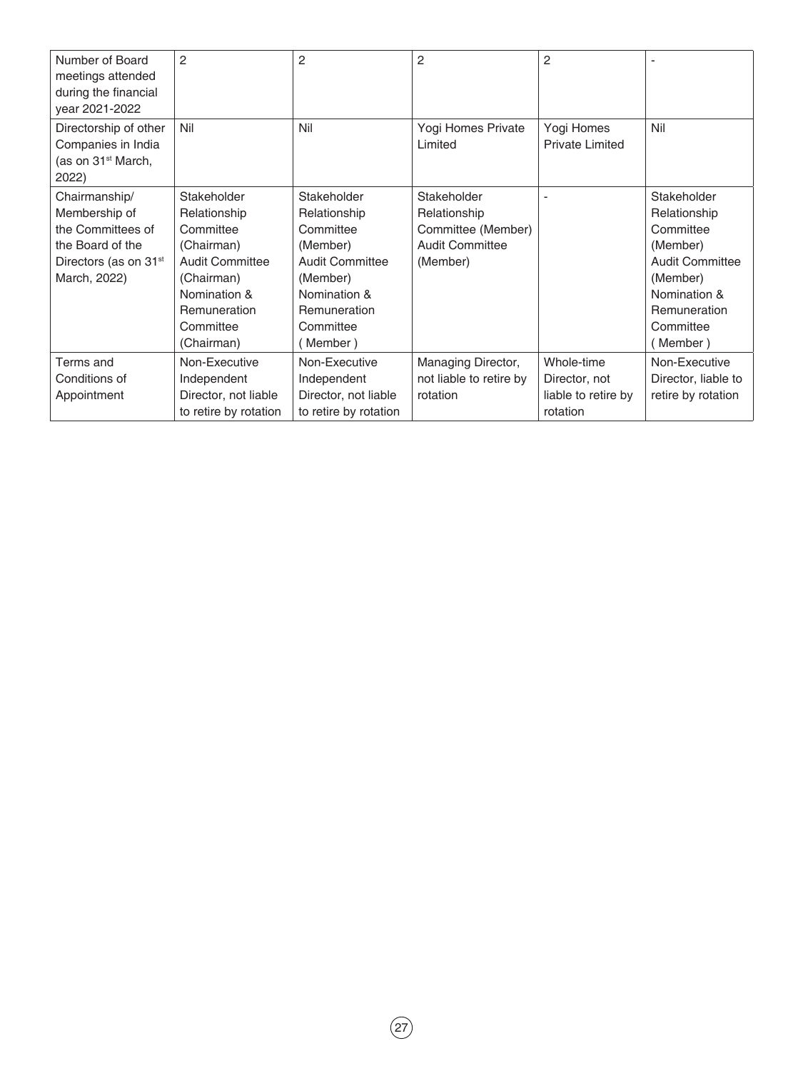| Number of Board meetings attended during the financial year 2021-2022 | 2 | 2 | 2 | 2 | - |
|---|---|---|---|---|---|
| Directorship of other Companies in India (as on 31st March, 2022) | Nil | Nil | Yogi Homes Private Limited | Yogi Homes Private Limited | Nil |
| Chairmanship/ Membership of the Committees of the Board of the Directors (as on 31st March, 2022) | Stakeholder Relationship Committee (Chairman) Audit Committee (Chairman) Nomination & Remuneration Committee (Chairman) | Stakeholder Relationship Committee (Member) Audit Committee (Member) Nomination & Remuneration Committee ( Member ) | Stakeholder Relationship Committee (Member) Audit Committee (Member) | - | Stakeholder Relationship Committee (Member) Audit Committee (Member) Nomination & Remuneration Committee ( Member ) |
| Terms and Conditions of Appointment | Non-Executive Independent Director, not liable to retire by rotation | Non-Executive Independent Director, not liable to retire by rotation | Managing Director, not liable to retire by rotation | Whole-time Director, not liable to retire by rotation | Non-Executive Director, liable to retire by rotation |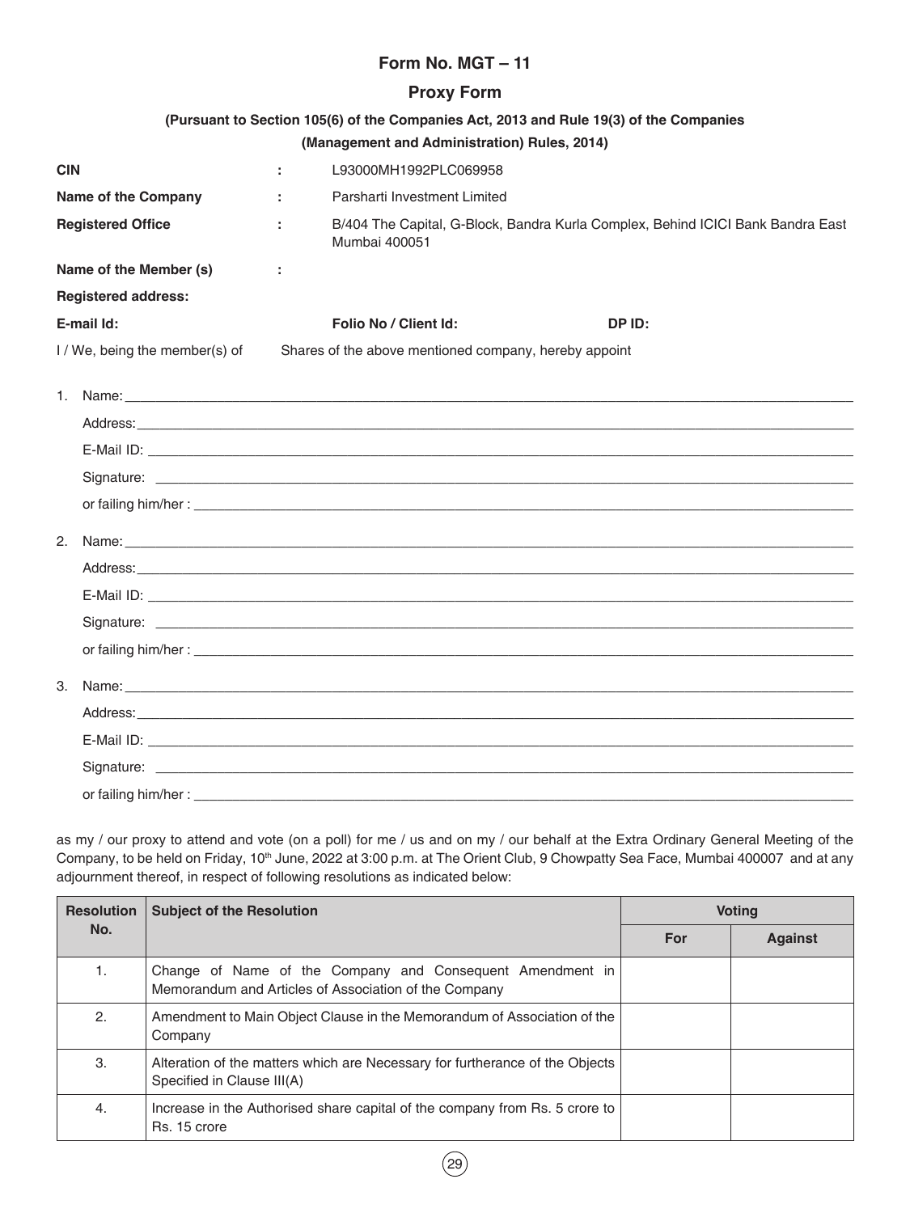# Form No. MGT – 11

## Proxy Form

**(Pursuant to Section 105(6) of the Companies Act, 2013 and Rule 19(3) of the Companies (Management and Administration) Rules, 2014)**

| | | |
|---|---|---|
| **CIN** | : | L93000MH1992PLC069958 |
| **Name of the Company** | : | Parsharti Investment Limited |
| **Registered Office** | : | B/404 The Capital, G-Block, Bandra Kurla Complex, Behind ICICI Bank Bandra East Mumbai 400051 |
| **Name of the Member (s)** | : | |

**Registered address:**

**E-mail Id:** **Folio No / Client Id:** **DP ID:**

I / We, being the member(s) of Shares of the above mentioned company, hereby appoint

1. Name: ______________________________
   Address: ______________________________
   E-Mail ID: ______________________________
   Signature: ______________________________
   or failing him/her : ______________________________

2. Name: ______________________________
   Address: ______________________________
   E-Mail ID: ______________________________
   Signature: ______________________________
   or failing him/her : ______________________________

3. Name: ______________________________
   Address: ______________________________
   E-Mail ID: ______________________________
   Signature: ______________________________
   or failing him/her : ______________________________

as my / our proxy to attend and vote (on a poll) for me / us and on my / our behalf at the Extra Ordinary General Meeting of the Company, to be held on Friday, 10th June, 2022 at 3:00 p.m. at The Orient Club, 9 Chowpatty Sea Face, Mumbai 400007 and at any adjournment thereof, in respect of following resolutions as indicated below:

| Resolution No. | Subject of the Resolution | Voting | |
|---|---|---|---|
| | | For | Against |
| 1. | Change of Name of the Company and Consequent Amendment in Memorandum and Articles of Association of the Company | | |
| 2. | Amendment to Main Object Clause in the Memorandum of Association of the Company | | |
| 3. | Alteration of the matters which are Necessary for furtherance of the Objects Specified in Clause III(A) | | |
| 4. | Increase in the Authorised share capital of the company from Rs. 5 crore to Rs. 15 crore | | |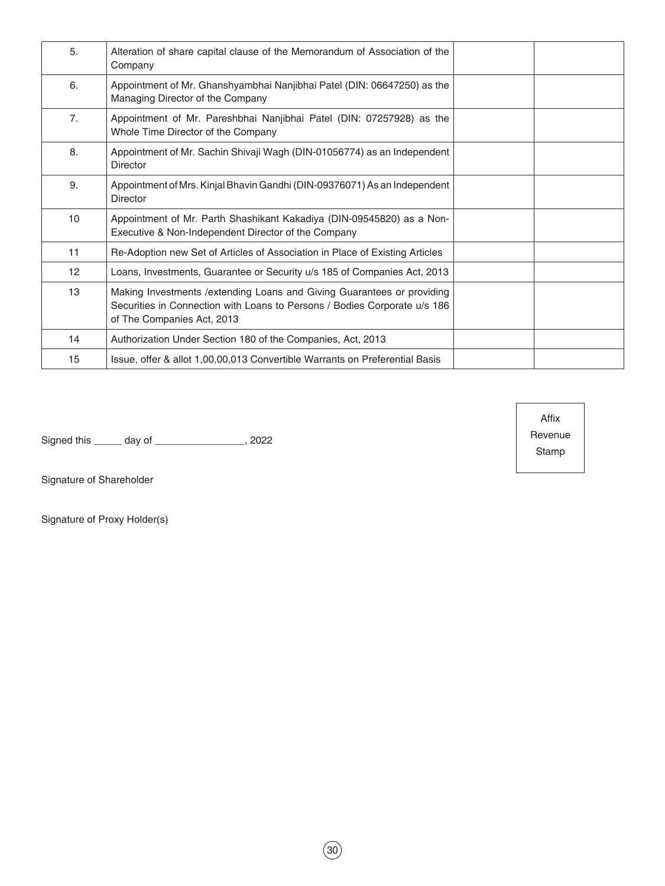| | | | |
|---|---|---|---|
| 5. | Alteration of share capital clause of the Memorandum of Association of the Company | | |
| 6. | Appointment of Mr. Ghanshyambhai Nanjibhai Patel (DIN: 06647250) as the Managing Director of the Company | | |
| 7. | Appointment of Mr. Pareshbhai Nanjibhai Patel (DIN: 07257928) as the Whole Time Director of the Company | | |
| 8. | Appointment of Mr. Sachin Shivaji Wagh (DIN-01056774) as an Independent Director | | |
| 9. | Appointment of Mrs. Kinjal Bhavin Gandhi (DIN-09376071) As an Independent Director | | |
| 10 | Appointment of Mr. Parth Shashikant Kakadiya (DIN-09545820) as a Non-Executive & Non-Independent Director of the Company | | |
| 11 | Re-Adoption new Set of Articles of Association in Place of Existing Articles | | |
| 12 | Loans, Investments, Guarantee or Security u/s 185 of Companies Act, 2013 | | |
| 13 | Making Investments /extending Loans and Giving Guarantees or providing Securities in Connection with Loans to Persons / Bodies Corporate u/s 186 of The Companies Act, 2013 | | |
| 14 | Authorization Under Section 180 of the Companies, Act, 2013 | | |
| 15 | Issue, offer & allot 1,00,00,013 Convertible Warrants on Preferential Basis | | |

Signed this _____ day of ________________, 2022

Affix Revenue Stamp

Signature of Shareholder

Signature of Proxy Holder(s)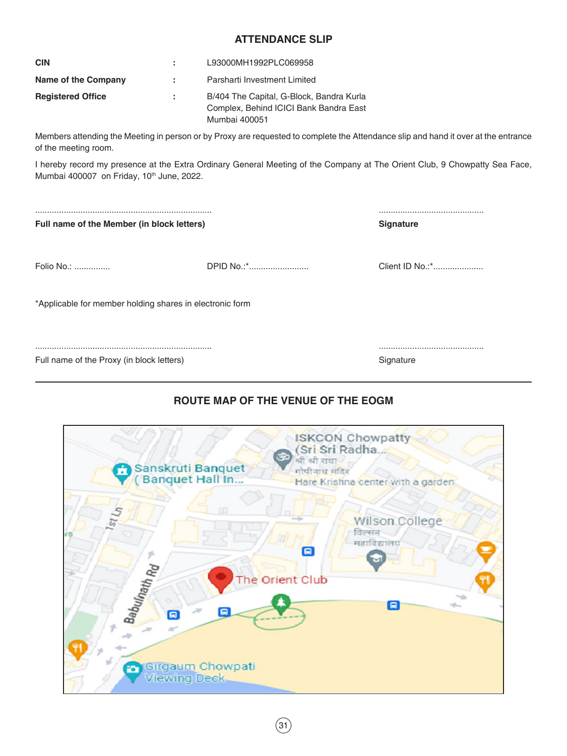## ATTENDANCE SLIP

| | | |
|---|---|---|
| **CIN** | : | L93000MH1992PLC069958 |
| **Name of the Company** | : | Parsharti Investment Limited |
| **Registered Office** | : | B/404 The Capital, G-Block, Bandra Kurla Complex, Behind ICICI Bank Bandra East Mumbai 400051 |

Members attending the Meeting in person or by Proxy are requested to complete the Attendance slip and hand it over at the entrance of the meeting room.

I hereby record my presence at the Extra Ordinary General Meeting of the Company at The Orient Club, 9 Chowpatty Sea Face, Mumbai 400007 on Friday, 10th June, 2022.

.......................................................................... ............................................

**Full name of the Member (in block letters)** **Signature**

Folio No.: ............... DPID No.:*......................... Client ID No.:*.....................

*Applicable for member holding shares in electronic form

.......................................................................... ............................................

Full name of the Proxy (in block letters) Signature

---

## ROUTE MAP OF THE VENUE OF THE EOGM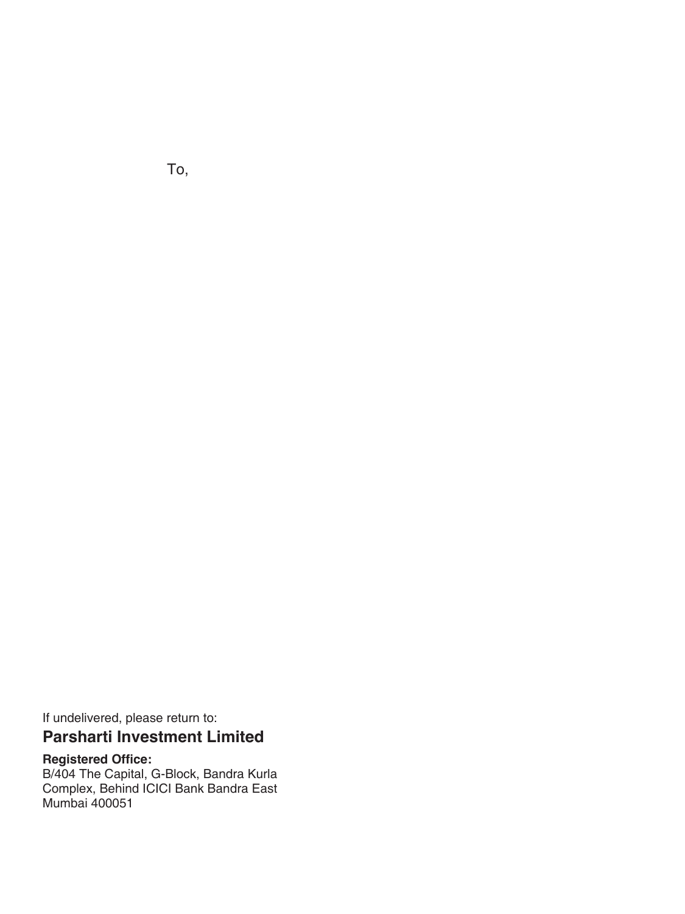To,

If undelivered, please return to:

**Parsharti Investment Limited**

**Registered Office:**
B/404 The Capital, G-Block, Bandra Kurla
Complex, Behind ICICI Bank Bandra East
Mumbai 400051